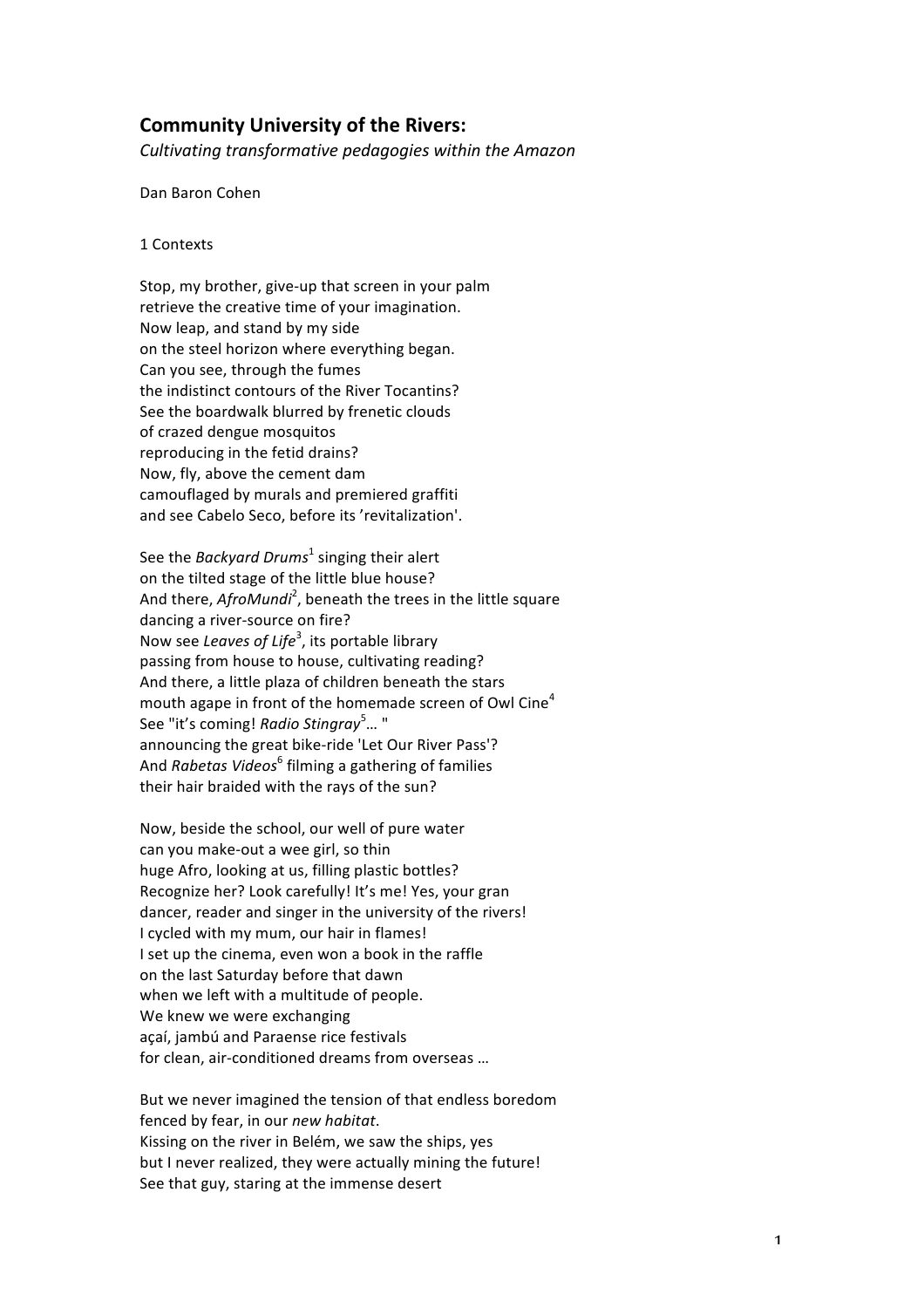# Community University of the Rivers:

*Cultivating transformative pedagogies within the Amazon*

Dan Baron Cohen

## 1 Contexts

Stop, my brother, give-up that screen in your palm  
retrieve the creative time of your imagination.  
Now leap, and stand by my side  
on the steel horizon where everything began.  
Can you see, through the fumes  
the indistinct contours of the River Tocantins?  
See the boardwalk blurred by frenetic clouds  
of crazed dengue mosquitos  
reproducing in the fetid drains?  
Now, fly, above the cement dam  
camouflaged by murals and premiered graffiti  
and see Cabelo Seco, before its 'revitalization'.

See the *Backyard Drums*[1] singing their alert  
on the tilted stage of the little blue house?  
And there, *AfroMundi*[2], beneath the trees in the little square  
dancing a river-source on fire?  
Now see *Leaves of Life*[3], its portable library  
passing from house to house, cultivating reading?  
And there, a little plaza of children beneath the stars  
mouth agape in front of the homemade screen of Owl Cine[4]  
See "it's coming! *Radio Stingray*[5]… "  
announcing the great bike-ride 'Let Our River Pass'?  
And *Rabetas Videos*[6] filming a gathering of families  
their hair braided with the rays of the sun?

Now, beside the school, our well of pure water  
can you make-out a wee girl, so thin  
huge Afro, looking at us, filling plastic bottles?  
Recognize her? Look carefully! It's me! Yes, your gran  
dancer, reader and singer in the university of the rivers!  
I cycled with my mum, our hair in flames!  
I set up the cinema, even won a book in the raffle  
on the last Saturday before that dawn  
when we left with a multitude of people.  
We knew we were exchanging  
açaí, jambú and Paraense rice festivals  
for clean, air-conditioned dreams from overseas …

But we never imagined the tension of that endless boredom  
fenced by fear, in our *new habitat*.  
Kissing on the river in Belém, we saw the ships, yes  
but I never realized, they were actually mining the future!  
See that guy, staring at the immense desert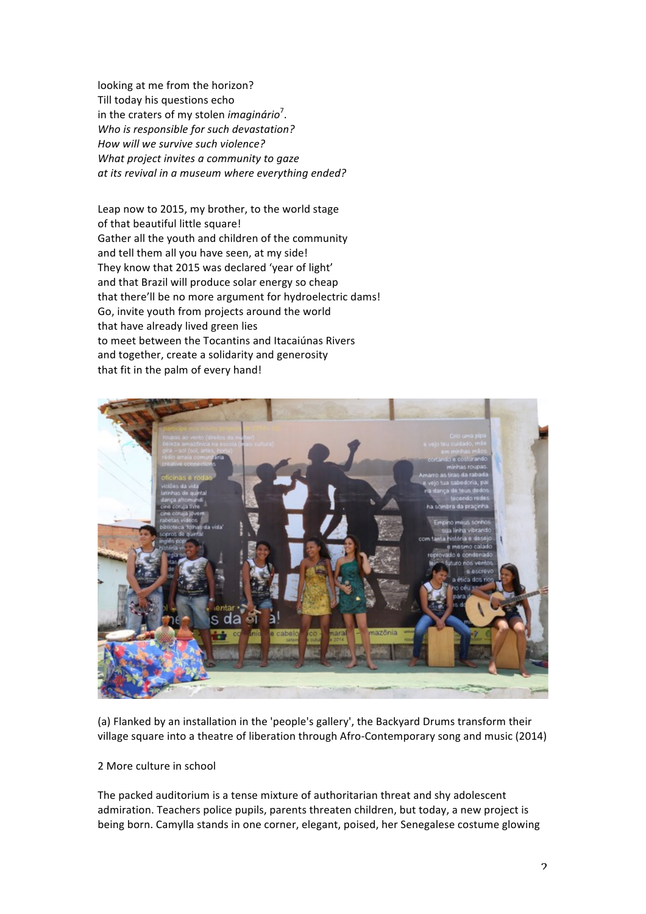looking at me from the horizon?
Till today his questions echo
in the craters of my stolen *imaginário*[7].
*Who is responsible for such devastation?*
*How will we survive such violence?*
*What project invites a community to gaze*
*at its revival in a museum where everything ended?*

Leap now to 2015, my brother, to the world stage
of that beautiful little square!
Gather all the youth and children of the community
and tell them all you have seen, at my side!
They know that 2015 was declared 'year of light'
and that Brazil will produce solar energy so cheap
that there'll be no more argument for hydroelectric dams!
Go, invite youth from projects around the world
that have already lived green lies
to meet between the Tocantins and Itacaiúnas Rivers
and together, create a solidarity and generosity
that fit in the palm of every hand!

(a) Flanked by an installation in the 'people's gallery', the Backyard Drums transform their village square into a theatre of liberation through Afro-Contemporary song and music (2014)

2 More culture in school

The packed auditorium is a tense mixture of authoritarian threat and shy adolescent admiration. Teachers police pupils, parents threaten children, but today, a new project is being born. Camylla stands in one corner, elegant, poised, her Senegalese costume glowing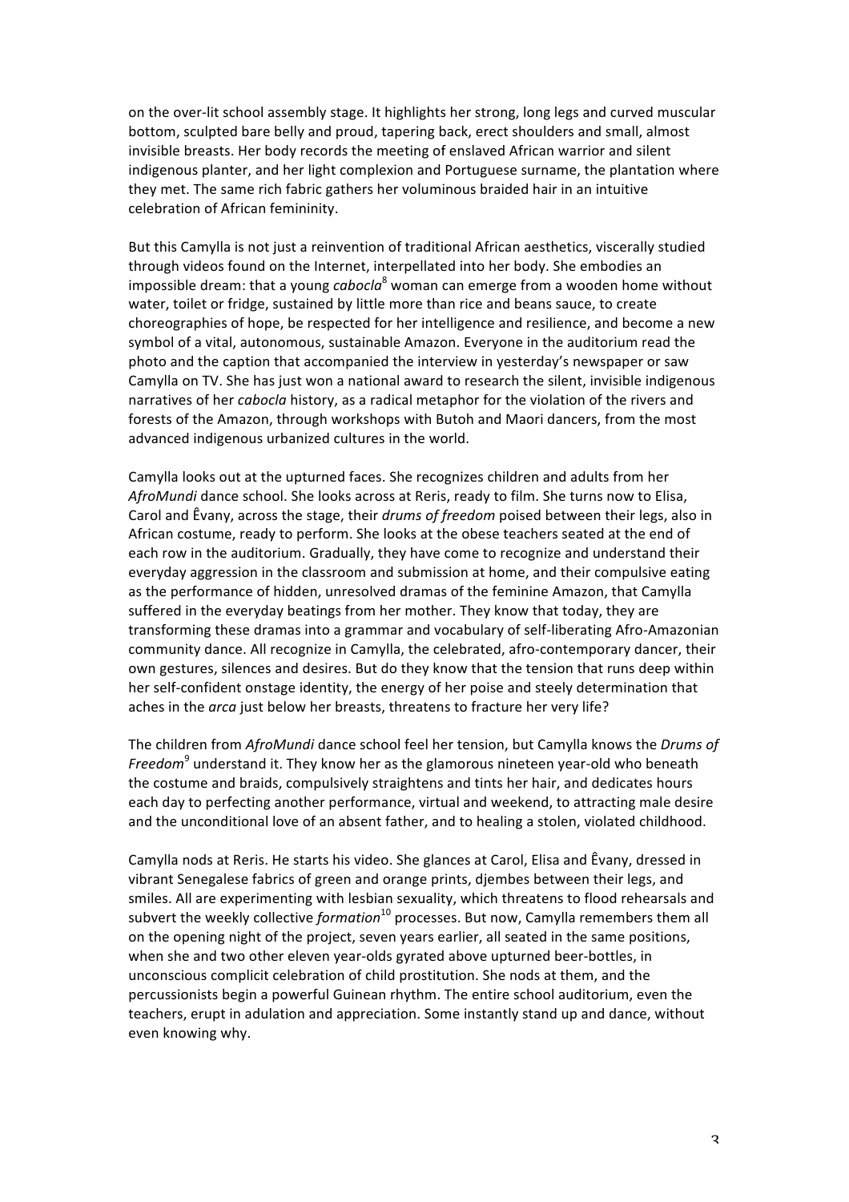on the over-lit school assembly stage. It highlights her strong, long legs and curved muscular bottom, sculpted bare belly and proud, tapering back, erect shoulders and small, almost invisible breasts. Her body records the meeting of enslaved African warrior and silent indigenous planter, and her light complexion and Portuguese surname, the plantation where they met. The same rich fabric gathers her voluminous braided hair in an intuitive celebration of African femininity.

But this Camylla is not just a reinvention of traditional African aesthetics, viscerally studied through videos found on the Internet, interpellated into her body. She embodies an impossible dream: that a young *cabocla*[8] woman can emerge from a wooden home without water, toilet or fridge, sustained by little more than rice and beans sauce, to create choreographies of hope, be respected for her intelligence and resilience, and become a new symbol of a vital, autonomous, sustainable Amazon. Everyone in the auditorium read the photo and the caption that accompanied the interview in yesterday's newspaper or saw Camylla on TV. She has just won a national award to research the silent, invisible indigenous narratives of her *cabocla* history, as a radical metaphor for the violation of the rivers and forests of the Amazon, through workshops with Butoh and Maori dancers, from the most advanced indigenous urbanized cultures in the world.

Camylla looks out at the upturned faces. She recognizes children and adults from her *AfroMundi* dance school. She looks across at Reris, ready to film. She turns now to Elisa, Carol and Êvany, across the stage, their *drums of freedom* poised between their legs, also in African costume, ready to perform. She looks at the obese teachers seated at the end of each row in the auditorium. Gradually, they have come to recognize and understand their everyday aggression in the classroom and submission at home, and their compulsive eating as the performance of hidden, unresolved dramas of the feminine Amazon, that Camylla suffered in the everyday beatings from her mother. They know that today, they are transforming these dramas into a grammar and vocabulary of self-liberating Afro-Amazonian community dance. All recognize in Camylla, the celebrated, afro-contemporary dancer, their own gestures, silences and desires. But do they know that the tension that runs deep within her self-confident onstage identity, the energy of her poise and steely determination that aches in the *arca* just below her breasts, threatens to fracture her very life?

The children from *AfroMundi* dance school feel her tension, but Camylla knows the *Drums of Freedom*[9] understand it. They know her as the glamorous nineteen year-old who beneath the costume and braids, compulsively straightens and tints her hair, and dedicates hours each day to perfecting another performance, virtual and weekend, to attracting male desire and the unconditional love of an absent father, and to healing a stolen, violated childhood.

Camylla nods at Reris. He starts his video. She glances at Carol, Elisa and Êvany, dressed in vibrant Senegalese fabrics of green and orange prints, djembes between their legs, and smiles. All are experimenting with lesbian sexuality, which threatens to flood rehearsals and subvert the weekly collective *formation*[10] processes. But now, Camylla remembers them all on the opening night of the project, seven years earlier, all seated in the same positions, when she and two other eleven year-olds gyrated above upturned beer-bottles, in unconscious complicit celebration of child prostitution. She nods at them, and the percussionists begin a powerful Guinean rhythm. The entire school auditorium, even the teachers, erupt in adulation and appreciation. Some instantly stand up and dance, without even knowing why.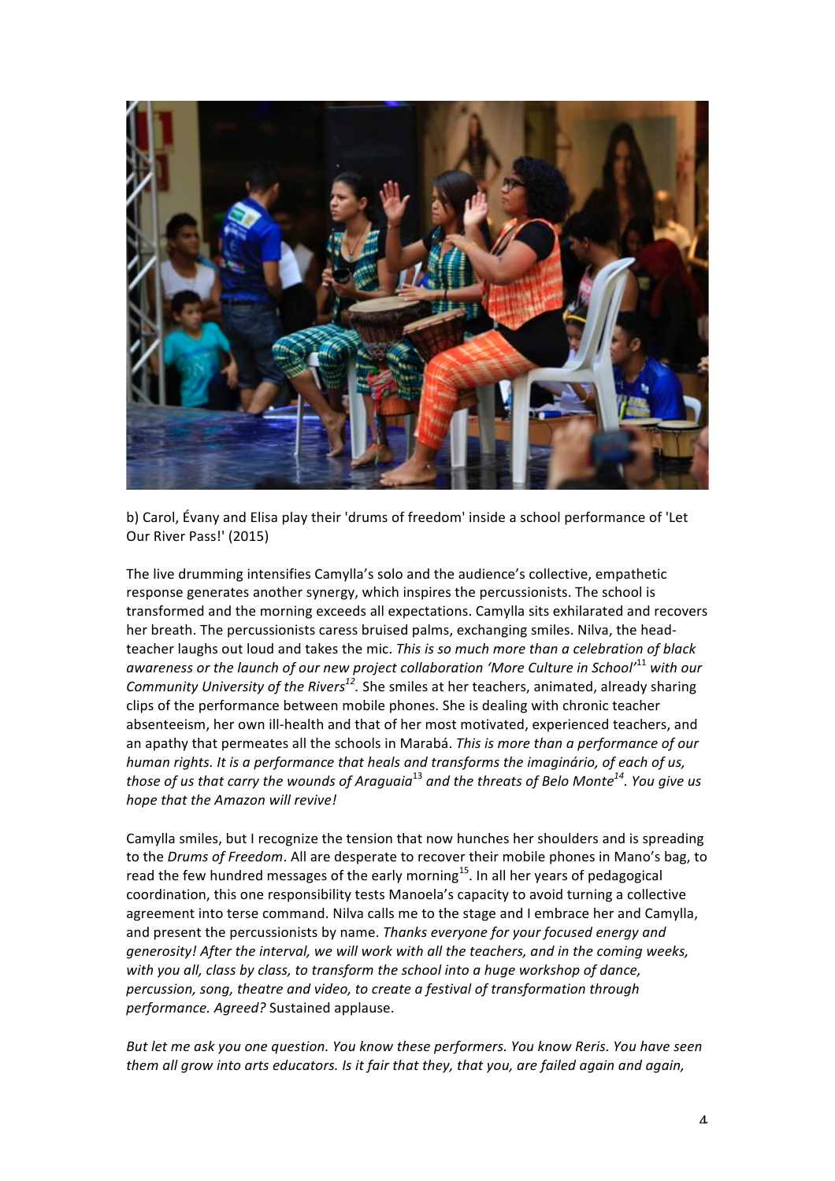b) Carol, Évany and Elisa play their 'drums of freedom' inside a school performance of 'Let Our River Pass!' (2015)

The live drumming intensifies Camylla's solo and the audience's collective, empathetic response generates another synergy, which inspires the percussionists. The school is transformed and the morning exceeds all expectations. Camylla sits exhilarated and recovers her breath. The percussionists caress bruised palms, exchanging smiles. Nilva, the head-teacher laughs out loud and takes the mic. *This is so much more than a celebration of black awareness or the launch of our new project collaboration 'More Culture in School'*[11] *with our Community University of the Rivers*[12]*.* She smiles at her teachers, animated, already sharing clips of the performance between mobile phones. She is dealing with chronic teacher absenteeism, her own ill-health and that of her most motivated, experienced teachers, and an apathy that permeates all the schools in Marabá. *This is more than a performance of our human rights. It is a performance that heals and transforms the imaginário, of each of us, those of us that carry the wounds of Araguaia*[13] *and the threats of Belo Monte*[14]*. You give us hope that the Amazon will revive!*

Camylla smiles, but I recognize the tension that now hunches her shoulders and is spreading to the *Drums of Freedom*. All are desperate to recover their mobile phones in Mano's bag, to read the few hundred messages of the early morning[15]. In all her years of pedagogical coordination, this one responsibility tests Manoela's capacity to avoid turning a collective agreement into terse command. Nilva calls me to the stage and I embrace her and Camylla, and present the percussionists by name. *Thanks everyone for your focused energy and generosity! After the interval, we will work with all the teachers, and in the coming weeks, with you all, class by class, to transform the school into a huge workshop of dance, percussion, song, theatre and video, to create a festival of transformation through performance. Agreed?* Sustained applause.

*But let me ask you one question. You know these performers. You know Reris. You have seen them all grow into arts educators. Is it fair that they, that you, are failed again and again,*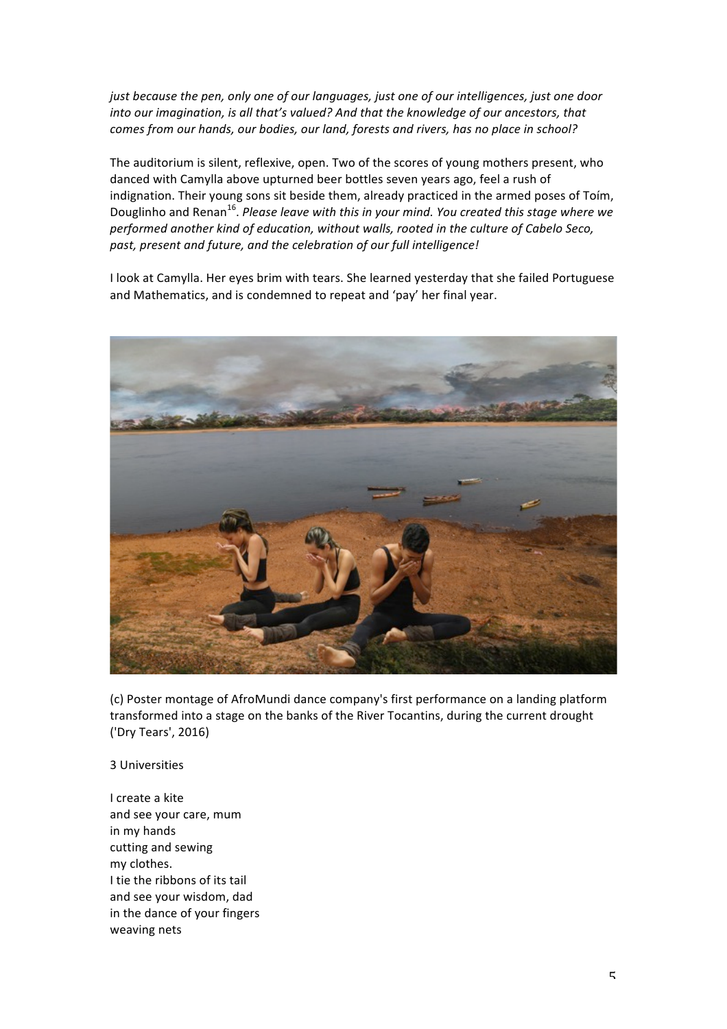*just because the pen, only one of our languages, just one of our intelligences, just one door into our imagination, is all that's valued? And that the knowledge of our ancestors, that comes from our hands, our bodies, our land, forests and rivers, has no place in school?*

The auditorium is silent, reflexive, open. Two of the scores of young mothers present, who danced with Camylla above upturned beer bottles seven years ago, feel a rush of indignation. Their young sons sit beside them, already practiced in the armed poses of Toím, Douglinho and Renan[16]. *Please leave with this in your mind. You created this stage where we performed another kind of education, without walls, rooted in the culture of Cabelo Seco, past, present and future, and the celebration of our full intelligence!*

I look at Camylla. Her eyes brim with tears. She learned yesterday that she failed Portuguese and Mathematics, and is condemned to repeat and 'pay' her final year.

(c) Poster montage of AfroMundi dance company's first performance on a landing platform transformed into a stage on the banks of the River Tocantins, during the current drought ('Dry Tears', 2016)

3 Universities

I create a kite  
and see your care, mum  
in my hands  
cutting and sewing  
my clothes.  
I tie the ribbons of its tail  
and see your wisdom, dad  
in the dance of your fingers  
weaving nets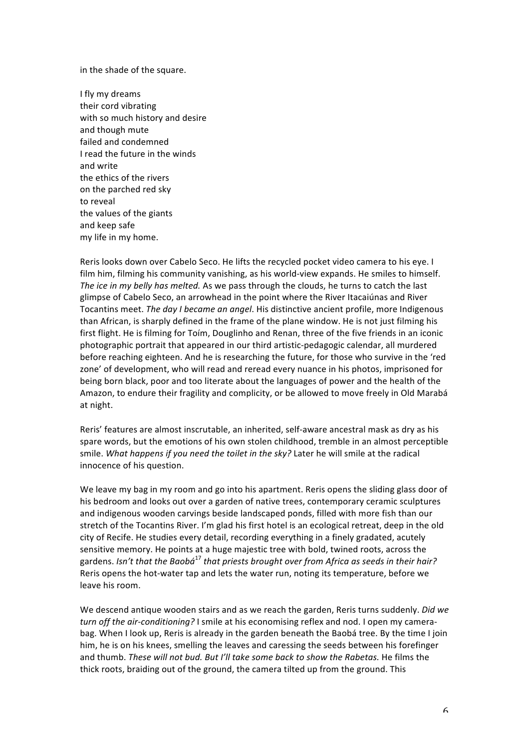in the shade of the square.

I fly my dreams  
their cord vibrating  
with so much history and desire  
and though mute  
failed and condemned  
I read the future in the winds  
and write  
the ethics of the rivers  
on the parched red sky  
to reveal  
the values of the giants  
and keep safe  
my life in my home.

Reris looks down over Cabelo Seco. He lifts the recycled pocket video camera to his eye. I film him, filming his community vanishing, as his world-view expands. He smiles to himself. *The ice in my belly has melted.* As we pass through the clouds, he turns to catch the last glimpse of Cabelo Seco, an arrowhead in the point where the River Itacaiúnas and River Tocantins meet. *The day I became an angel*. His distinctive ancient profile, more Indigenous than African, is sharply defined in the frame of the plane window. He is not just filming his first flight. He is filming for Toím, Douglinho and Renan, three of the five friends in an iconic photographic portrait that appeared in our third artistic-pedagogic calendar, all murdered before reaching eighteen. And he is researching the future, for those who survive in the 'red zone' of development, who will read and reread every nuance in his photos, imprisoned for being born black, poor and too literate about the languages of power and the health of the Amazon, to endure their fragility and complicity, or be allowed to move freely in Old Marabá at night.

Reris' features are almost inscrutable, an inherited, self-aware ancestral mask as dry as his spare words, but the emotions of his own stolen childhood, tremble in an almost perceptible smile. *What happens if you need the toilet in the sky?* Later he will smile at the radical innocence of his question.

We leave my bag in my room and go into his apartment. Reris opens the sliding glass door of his bedroom and looks out over a garden of native trees, contemporary ceramic sculptures and indigenous wooden carvings beside landscaped ponds, filled with more fish than our stretch of the Tocantins River. I'm glad his first hotel is an ecological retreat, deep in the old city of Recife. He studies every detail, recording everything in a finely gradated, acutely sensitive memory. He points at a huge majestic tree with bold, twined roots, across the gardens. *Isn't that the Baobá*[17] *that priests brought over from Africa as seeds in their hair?* Reris opens the hot-water tap and lets the water run, noting its temperature, before we leave his room.

We descend antique wooden stairs and as we reach the garden, Reris turns suddenly. *Did we turn off the air-conditioning?* I smile at his economising reflex and nod. I open my camera-bag. When I look up, Reris is already in the garden beneath the Baobá tree. By the time I join him, he is on his knees, smelling the leaves and caressing the seeds between his forefinger and thumb. *These will not bud. But I'll take some back to show the Rabetas.* He films the thick roots, braiding out of the ground, the camera tilted up from the ground. This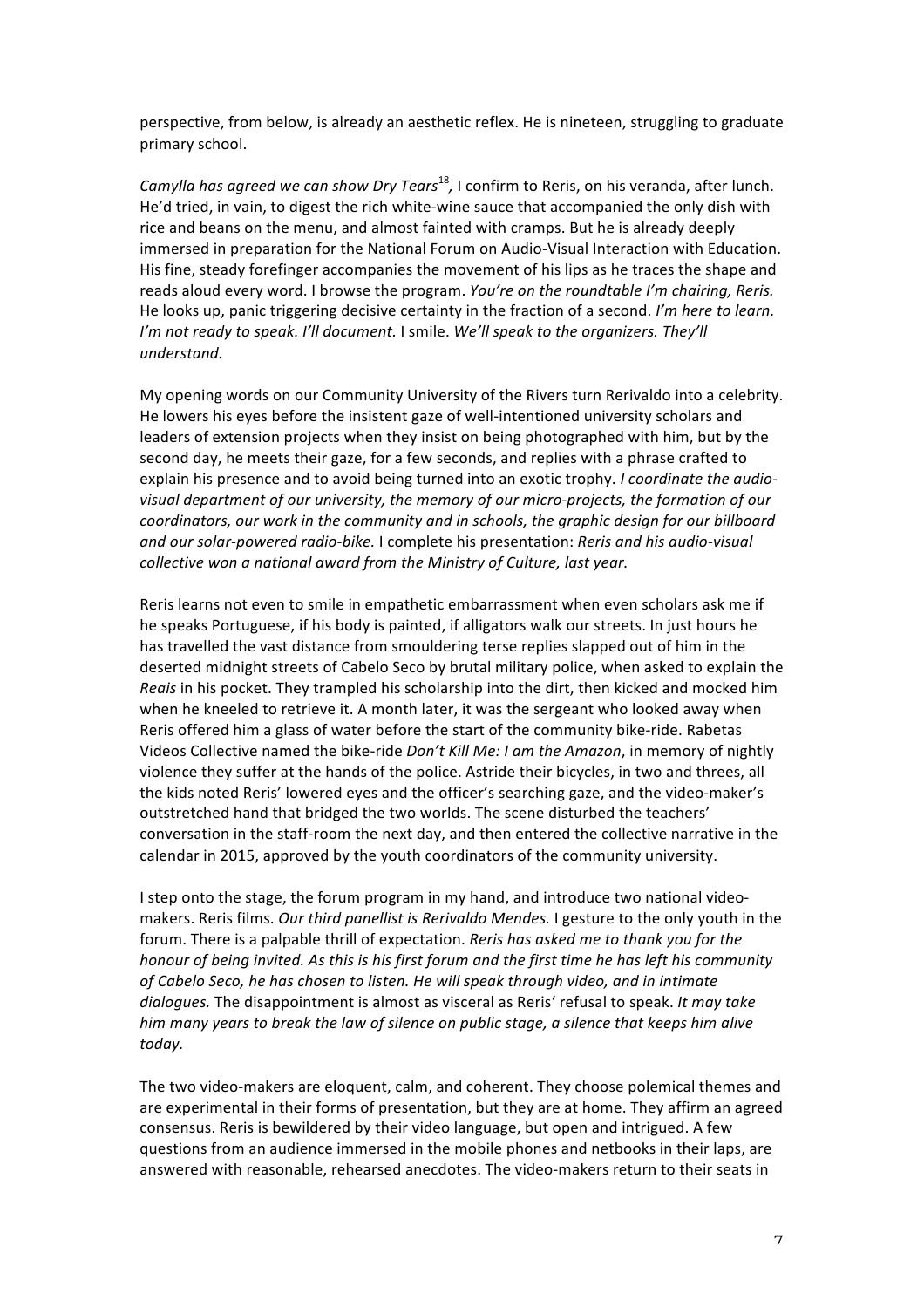perspective, from below, is already an aesthetic reflex. He is nineteen, struggling to graduate primary school.

*Camylla has agreed we can show Dry Tears*[18], I confirm to Reris, on his veranda, after lunch. He'd tried, in vain, to digest the rich white-wine sauce that accompanied the only dish with rice and beans on the menu, and almost fainted with cramps. But he is already deeply immersed in preparation for the National Forum on Audio-Visual Interaction with Education. His fine, steady forefinger accompanies the movement of his lips as he traces the shape and reads aloud every word. I browse the program. *You're on the roundtable I'm chairing, Reris.* He looks up, panic triggering decisive certainty in the fraction of a second. *I'm here to learn. I'm not ready to speak. I'll document.* I smile. *We'll speak to the organizers. They'll understand.*

My opening words on our Community University of the Rivers turn Rerivaldo into a celebrity. He lowers his eyes before the insistent gaze of well-intentioned university scholars and leaders of extension projects when they insist on being photographed with him, but by the second day, he meets their gaze, for a few seconds, and replies with a phrase crafted to explain his presence and to avoid being turned into an exotic trophy. *I coordinate the audio-visual department of our university, the memory of our micro-projects, the formation of our coordinators, our work in the community and in schools, the graphic design for our billboard and our solar-powered radio-bike.* I complete his presentation: *Reris and his audio-visual collective won a national award from the Ministry of Culture, last year.*

Reris learns not even to smile in empathetic embarrassment when even scholars ask me if he speaks Portuguese, if his body is painted, if alligators walk our streets. In just hours he has travelled the vast distance from smouldering terse replies slapped out of him in the deserted midnight streets of Cabelo Seco by brutal military police, when asked to explain the *Reais* in his pocket. They trampled his scholarship into the dirt, then kicked and mocked him when he kneeled to retrieve it. A month later, it was the sergeant who looked away when Reris offered him a glass of water before the start of the community bike-ride. Rabetas Videos Collective named the bike-ride *Don't Kill Me: I am the Amazon*, in memory of nightly violence they suffer at the hands of the police. Astride their bicycles, in two and threes, all the kids noted Reris' lowered eyes and the officer's searching gaze, and the video-maker's outstretched hand that bridged the two worlds. The scene disturbed the teachers' conversation in the staff-room the next day, and then entered the collective narrative in the calendar in 2015, approved by the youth coordinators of the community university.

I step onto the stage, the forum program in my hand, and introduce two national video-makers. Reris films. *Our third panellist is Rerivaldo Mendes.* I gesture to the only youth in the forum. There is a palpable thrill of expectation. *Reris has asked me to thank you for the honour of being invited. As this is his first forum and the first time he has left his community of Cabelo Seco, he has chosen to listen. He will speak through video, and in intimate dialogues.* The disappointment is almost as visceral as Reris' refusal to speak. *It may take him many years to break the law of silence on public stage, a silence that keeps him alive today.*

The two video-makers are eloquent, calm, and coherent. They choose polemical themes and are experimental in their forms of presentation, but they are at home. They affirm an agreed consensus. Reris is bewildered by their video language, but open and intrigued. A few questions from an audience immersed in the mobile phones and netbooks in their laps, are answered with reasonable, rehearsed anecdotes. The video-makers return to their seats in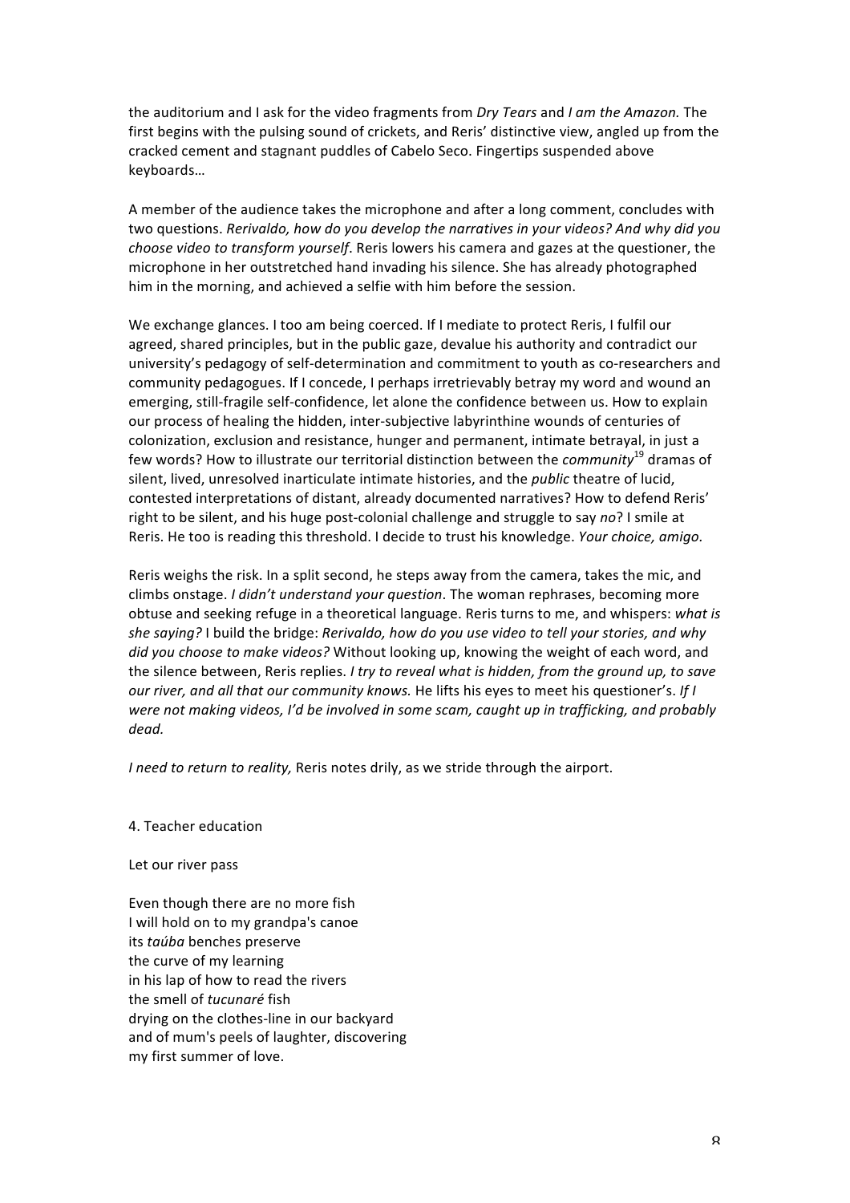the auditorium and I ask for the video fragments from *Dry Tears* and *I am the Amazon.* The first begins with the pulsing sound of crickets, and Reris' distinctive view, angled up from the cracked cement and stagnant puddles of Cabelo Seco. Fingertips suspended above keyboards…

A member of the audience takes the microphone and after a long comment, concludes with two questions. *Rerivaldo, how do you develop the narratives in your videos? And why did you choose video to transform yourself*. Reris lowers his camera and gazes at the questioner, the microphone in her outstretched hand invading his silence. She has already photographed him in the morning, and achieved a selfie with him before the session.

We exchange glances. I too am being coerced. If I mediate to protect Reris, I fulfil our agreed, shared principles, but in the public gaze, devalue his authority and contradict our university's pedagogy of self-determination and commitment to youth as co-researchers and community pedagogues. If I concede, I perhaps irretrievably betray my word and wound an emerging, still-fragile self-confidence, let alone the confidence between us. How to explain our process of healing the hidden, inter-subjective labyrinthine wounds of centuries of colonization, exclusion and resistance, hunger and permanent, intimate betrayal, in just a few words? How to illustrate our territorial distinction between the *community*[19] dramas of silent, lived, unresolved inarticulate intimate histories, and the *public* theatre of lucid, contested interpretations of distant, already documented narratives? How to defend Reris' right to be silent, and his huge post-colonial challenge and struggle to say *no*? I smile at Reris. He too is reading this threshold. I decide to trust his knowledge. *Your choice, amigo.*

Reris weighs the risk. In a split second, he steps away from the camera, takes the mic, and climbs onstage. *I didn't understand your question*. The woman rephrases, becoming more obtuse and seeking refuge in a theoretical language. Reris turns to me, and whispers: *what is she saying?* I build the bridge: *Rerivaldo, how do you use video to tell your stories, and why did you choose to make videos?* Without looking up, knowing the weight of each word, and the silence between, Reris replies. *I try to reveal what is hidden, from the ground up, to save our river, and all that our community knows.* He lifts his eyes to meet his questioner's. *If I were not making videos, I'd be involved in some scam, caught up in trafficking, and probably dead.*

*I need to return to reality,* Reris notes drily, as we stride through the airport.

## 4. Teacher education

Let our river pass

Even though there are no more fish
I will hold on to my grandpa's canoe
its *taúba* benches preserve
the curve of my learning
in his lap of how to read the rivers
the smell of *tucunaré* fish
drying on the clothes-line in our backyard
and of mum's peels of laughter, discovering
my first summer of love.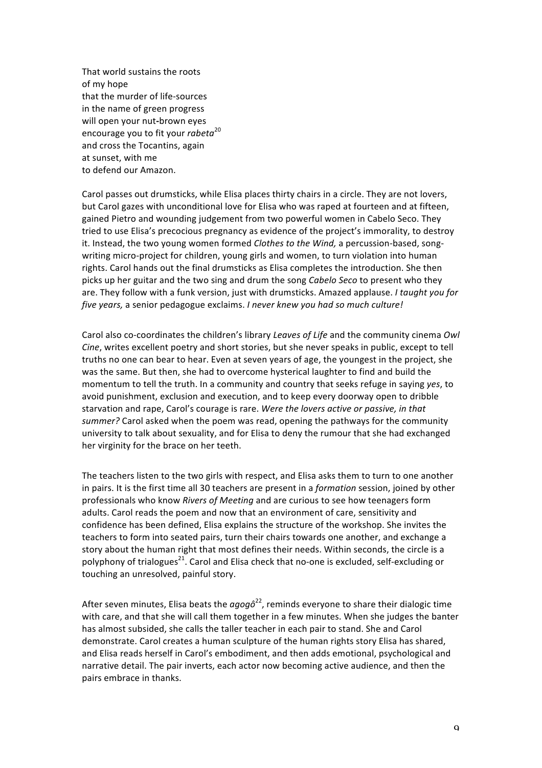That world sustains the roots
of my hope
that the murder of life-sources
in the name of green progress
will open your nut-brown eyes
encourage you to fit your *rabeta*[20]
and cross the Tocantins, again
at sunset, with me
to defend our Amazon.

Carol passes out drumsticks, while Elisa places thirty chairs in a circle. They are not lovers, but Carol gazes with unconditional love for Elisa who was raped at fourteen and at fifteen, gained Pietro and wounding judgement from two powerful women in Cabelo Seco. They tried to use Elisa's precocious pregnancy as evidence of the project's immorality, to destroy it. Instead, the two young women formed *Clothes to the Wind,* a percussion-based, song-writing micro-project for children, young girls and women, to turn violation into human rights. Carol hands out the final drumsticks as Elisa completes the introduction. She then picks up her guitar and the two sing and drum the song *Cabelo Seco* to present who they are. They follow with a funk version, just with drumsticks. Amazed applause. *I taught you for five years,* a senior pedagogue exclaims. *I never knew you had so much culture!*

Carol also co-coordinates the children's library *Leaves of Life* and the community cinema *Owl Cine*, writes excellent poetry and short stories, but she never speaks in public, except to tell truths no one can bear to hear. Even at seven years of age, the youngest in the project, she was the same. But then, she had to overcome hysterical laughter to find and build the momentum to tell the truth. In a community and country that seeks refuge in saying *yes*, to avoid punishment, exclusion and execution, and to keep every doorway open to dribble starvation and rape, Carol's courage is rare. *Were the lovers active or passive, in that summer?* Carol asked when the poem was read, opening the pathways for the community university to talk about sexuality, and for Elisa to deny the rumour that she had exchanged her virginity for the brace on her teeth.

The teachers listen to the two girls with respect, and Elisa asks them to turn to one another in pairs. It is the first time all 30 teachers are present in a *formation* session, joined by other professionals who know *Rivers of Meeting* and are curious to see how teenagers form adults. Carol reads the poem and now that an environment of care, sensitivity and confidence has been defined, Elisa explains the structure of the workshop. She invites the teachers to form into seated pairs, turn their chairs towards one another, and exchange a story about the human right that most defines their needs. Within seconds, the circle is a polyphony of trialogues[21]. Carol and Elisa check that no-one is excluded, self-excluding or touching an unresolved, painful story.

After seven minutes, Elisa beats the *agogô*[22], reminds everyone to share their dialogic time with care, and that she will call them together in a few minutes. When she judges the banter has almost subsided, she calls the taller teacher in each pair to stand. She and Carol demonstrate. Carol creates a human sculpture of the human rights story Elisa has shared, and Elisa reads herself in Carol's embodiment, and then adds emotional, psychological and narrative detail. The pair inverts, each actor now becoming active audience, and then the pairs embrace in thanks.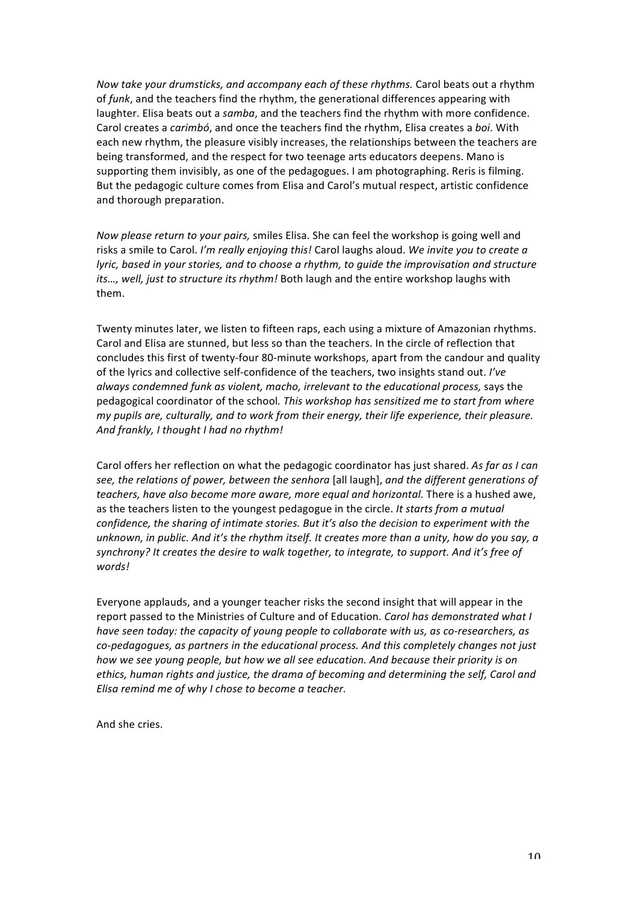*Now take your drumsticks, and accompany each of these rhythms.* Carol beats out a rhythm of *funk*, and the teachers find the rhythm, the generational differences appearing with laughter. Elisa beats out a *samba*, and the teachers find the rhythm with more confidence. Carol creates a *carimbó*, and once the teachers find the rhythm, Elisa creates a *boi*. With each new rhythm, the pleasure visibly increases, the relationships between the teachers are being transformed, and the respect for two teenage arts educators deepens. Mano is supporting them invisibly, as one of the pedagogues. I am photographing. Reris is filming. But the pedagogic culture comes from Elisa and Carol's mutual respect, artistic confidence and thorough preparation.

*Now please return to your pairs,* smiles Elisa. She can feel the workshop is going well and risks a smile to Carol. *I'm really enjoying this!* Carol laughs aloud. *We invite you to create a lyric, based in your stories, and to choose a rhythm, to guide the improvisation and structure its…, well, just to structure its rhythm!* Both laugh and the entire workshop laughs with them.

Twenty minutes later, we listen to fifteen raps, each using a mixture of Amazonian rhythms. Carol and Elisa are stunned, but less so than the teachers. In the circle of reflection that concludes this first of twenty-four 80-minute workshops, apart from the candour and quality of the lyrics and collective self-confidence of the teachers, two insights stand out. *I've always condemned funk as violent, macho, irrelevant to the educational process,* says the pedagogical coordinator of the school. *This workshop has sensitized me to start from where my pupils are, culturally, and to work from their energy, their life experience, their pleasure. And frankly, I thought I had no rhythm!*

Carol offers her reflection on what the pedagogic coordinator has just shared. *As far as I can see, the relations of power, between the senhora* [all laugh], *and the different generations of teachers, have also become more aware, more equal and horizontal.* There is a hushed awe, as the teachers listen to the youngest pedagogue in the circle. *It starts from a mutual confidence, the sharing of intimate stories. But it's also the decision to experiment with the unknown, in public. And it's the rhythm itself. It creates more than a unity, how do you say, a synchrony? It creates the desire to walk together, to integrate, to support. And it's free of words!*

Everyone applauds, and a younger teacher risks the second insight that will appear in the report passed to the Ministries of Culture and of Education. *Carol has demonstrated what I have seen today: the capacity of young people to collaborate with us, as co-researchers, as co-pedagogues, as partners in the educational process. And this completely changes not just how we see young people, but how we all see education. And because their priority is on ethics, human rights and justice, the drama of becoming and determining the self, Carol and Elisa remind me of why I chose to become a teacher.*

And she cries.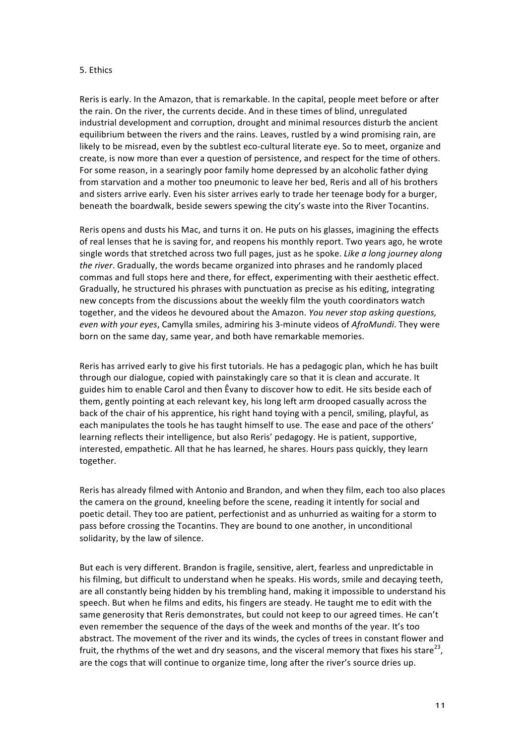5. Ethics

Reris is early. In the Amazon, that is remarkable. In the capital, people meet before or after the rain. On the river, the currents decide. And in these times of blind, unregulated industrial development and corruption, drought and minimal resources disturb the ancient equilibrium between the rivers and the rains. Leaves, rustled by a wind promising rain, are likely to be misread, even by the subtlest eco-cultural literate eye. So to meet, organize and create, is now more than ever a question of persistence, and respect for the time of others. For some reason, in a searingly poor family home depressed by an alcoholic father dying from starvation and a mother too pneumonic to leave her bed, Reris and all of his brothers and sisters arrive early. Even his sister arrives early to trade her teenage body for a burger, beneath the boardwalk, beside sewers spewing the city's waste into the River Tocantins.

Reris opens and dusts his Mac, and turns it on. He puts on his glasses, imagining the effects of real lenses that he is saving for, and reopens his monthly report. Two years ago, he wrote single words that stretched across two full pages, just as he spoke. *Like a long journey along the river*. Gradually, the words became organized into phrases and he randomly placed commas and full stops here and there, for effect, experimenting with their aesthetic effect. Gradually, he structured his phrases with punctuation as precise as his editing, integrating new concepts from the discussions about the weekly film the youth coordinators watch together, and the videos he devoured about the Amazon. *You never stop asking questions, even with your eyes*, Camylla smiles, admiring his 3-minute videos of *AfroMundi*. They were born on the same day, same year, and both have remarkable memories.

Reris has arrived early to give his first tutorials. He has a pedagogic plan, which he has built through our dialogue, copied with painstakingly care so that it is clean and accurate. It guides him to enable Carol and then Êvany to discover how to edit. He sits beside each of them, gently pointing at each relevant key, his long left arm drooped casually across the back of the chair of his apprentice, his right hand toying with a pencil, smiling, playful, as each manipulates the tools he has taught himself to use. The ease and pace of the others' learning reflects their intelligence, but also Reris' pedagogy. He is patient, supportive, interested, empathetic. All that he has learned, he shares. Hours pass quickly, they learn together.

Reris has already filmed with Antonio and Brandon, and when they film, each too also places the camera on the ground, kneeling before the scene, reading it intently for social and poetic detail. They too are patient, perfectionist and as unhurried as waiting for a storm to pass before crossing the Tocantins. They are bound to one another, in unconditional solidarity, by the law of silence.

But each is very different. Brandon is fragile, sensitive, alert, fearless and unpredictable in his filming, but difficult to understand when he speaks. His words, smile and decaying teeth, are all constantly being hidden by his trembling hand, making it impossible to understand his speech. But when he films and edits, his fingers are steady. He taught me to edit with the same generosity that Reris demonstrates, but could not keep to our agreed times. He can't even remember the sequence of the days of the week and months of the year. It's too abstract. The movement of the river and its winds, the cycles of trees in constant flower and fruit, the rhythms of the wet and dry seasons, and the visceral memory that fixes his stare[23], are the cogs that will continue to organize time, long after the river's source dries up.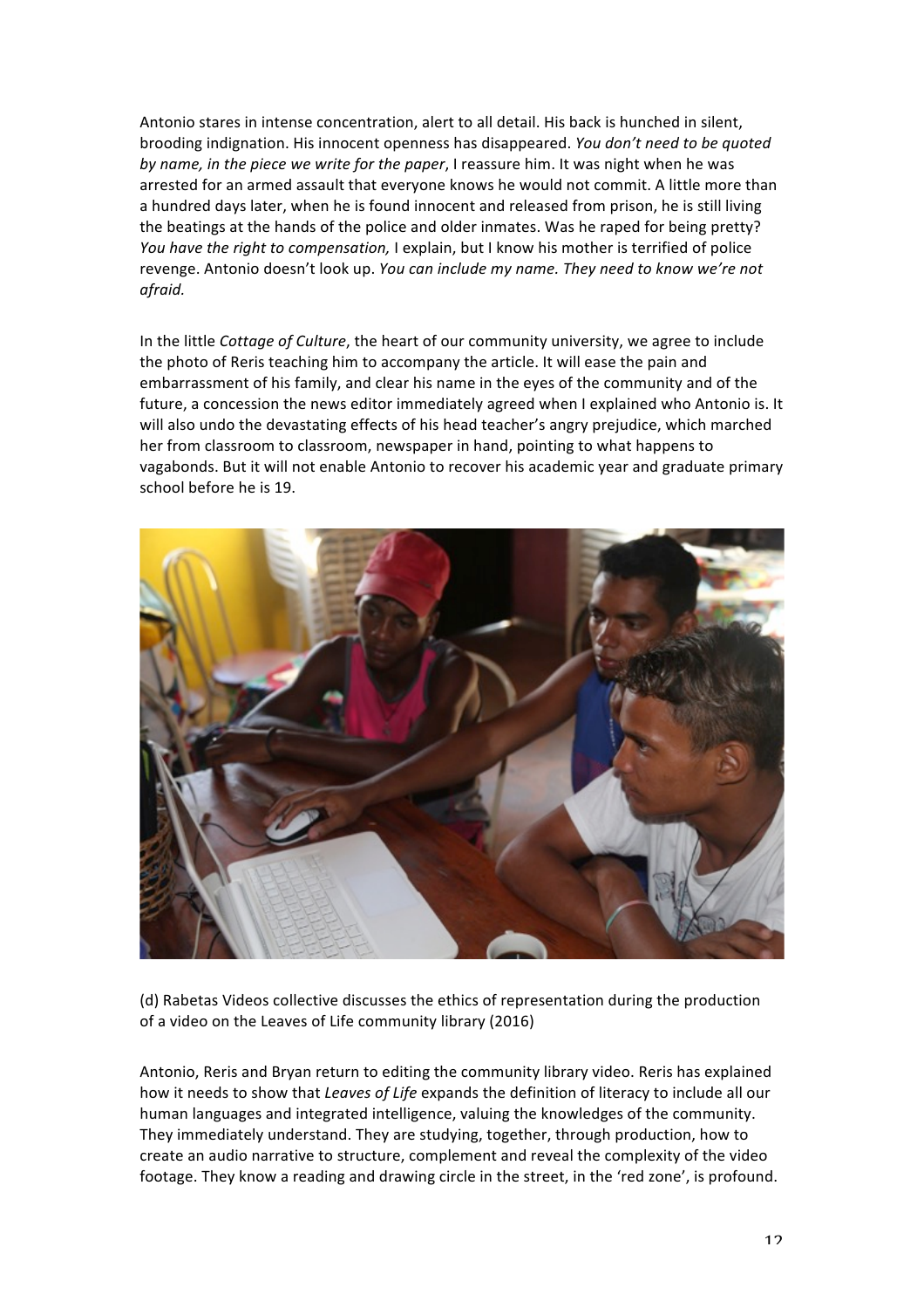Antonio stares in intense concentration, alert to all detail. His back is hunched in silent, brooding indignation. His innocent openness has disappeared. *You don't need to be quoted by name, in the piece we write for the paper*, I reassure him. It was night when he was arrested for an armed assault that everyone knows he would not commit. A little more than a hundred days later, when he is found innocent and released from prison, he is still living the beatings at the hands of the police and older inmates. Was he raped for being pretty? *You have the right to compensation,* I explain, but I know his mother is terrified of police revenge. Antonio doesn't look up. *You can include my name. They need to know we're not afraid.*

In the little *Cottage of Culture*, the heart of our community university, we agree to include the photo of Reris teaching him to accompany the article. It will ease the pain and embarrassment of his family, and clear his name in the eyes of the community and of the future, a concession the news editor immediately agreed when I explained who Antonio is. It will also undo the devastating effects of his head teacher's angry prejudice, which marched her from classroom to classroom, newspaper in hand, pointing to what happens to vagabonds. But it will not enable Antonio to recover his academic year and graduate primary school before he is 19.

(d) Rabetas Videos collective discusses the ethics of representation during the production of a video on the Leaves of Life community library (2016)

Antonio, Reris and Bryan return to editing the community library video. Reris has explained how it needs to show that *Leaves of Life* expands the definition of literacy to include all our human languages and integrated intelligence, valuing the knowledges of the community. They immediately understand. They are studying, together, through production, how to create an audio narrative to structure, complement and reveal the complexity of the video footage. They know a reading and drawing circle in the street, in the 'red zone', is profound.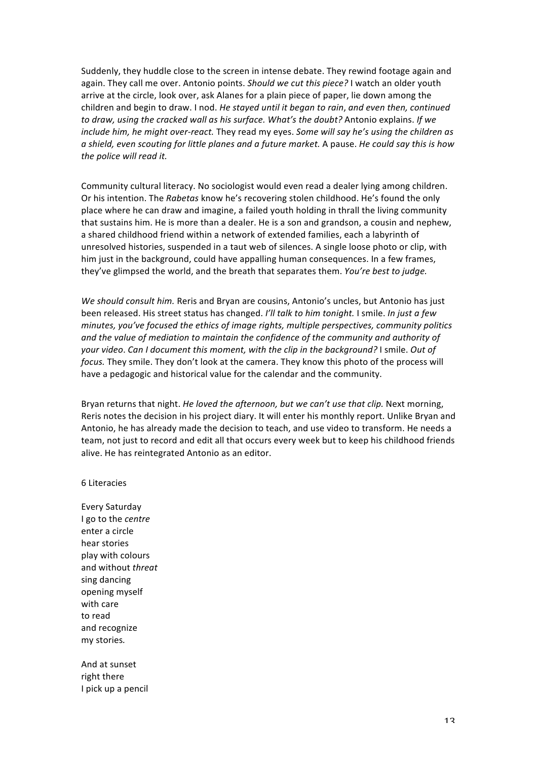Suddenly, they huddle close to the screen in intense debate. They rewind footage again and again. They call me over. Antonio points. *Should we cut this piece?* I watch an older youth arrive at the circle, look over, ask Alanes for a plain piece of paper, lie down among the children and begin to draw. I nod. *He stayed until it began to rain, and even then, continued to draw, using the cracked wall as his surface. What's the doubt?* Antonio explains. *If we include him, he might over-react.* They read my eyes. *Some will say he's using the children as a shield, even scouting for little planes and a future market.* A pause. *He could say this is how the police will read it.*

Community cultural literacy. No sociologist would even read a dealer lying among children. Or his intention. The *Rabetas* know he's recovering stolen childhood. He's found the only place where he can draw and imagine, a failed youth holding in thrall the living community that sustains him. He is more than a dealer. He is a son and grandson, a cousin and nephew, a shared childhood friend within a network of extended families, each a labyrinth of unresolved histories, suspended in a taut web of silences. A single loose photo or clip, with him just in the background, could have appalling human consequences. In a few frames, they've glimpsed the world, and the breath that separates them. *You're best to judge.*

*We should consult him.* Reris and Bryan are cousins, Antonio's uncles, but Antonio has just been released. His street status has changed. *I'll talk to him tonight.* I smile. *In just a few minutes, you've focused the ethics of image rights, multiple perspectives, community politics and the value of mediation to maintain the confidence of the community and authority of your video*. *Can I document this moment, with the clip in the background?* I smile. *Out of focus.* They smile. They don't look at the camera. They know this photo of the process will have a pedagogic and historical value for the calendar and the community.

Bryan returns that night. *He loved the afternoon, but we can't use that clip.* Next morning, Reris notes the decision in his project diary. It will enter his monthly report. Unlike Bryan and Antonio, he has already made the decision to teach, and use video to transform. He needs a team, not just to record and edit all that occurs every week but to keep his childhood friends alive. He has reintegrated Antonio as an editor.

6 Literacies

Every Saturday  
I go to the *centre*  
enter a circle  
hear stories  
play with colours  
and without *threat*  
sing dancing  
opening myself  
with care  
to read  
and recognize  
my stories.

And at sunset  
right there  
I pick up a pencil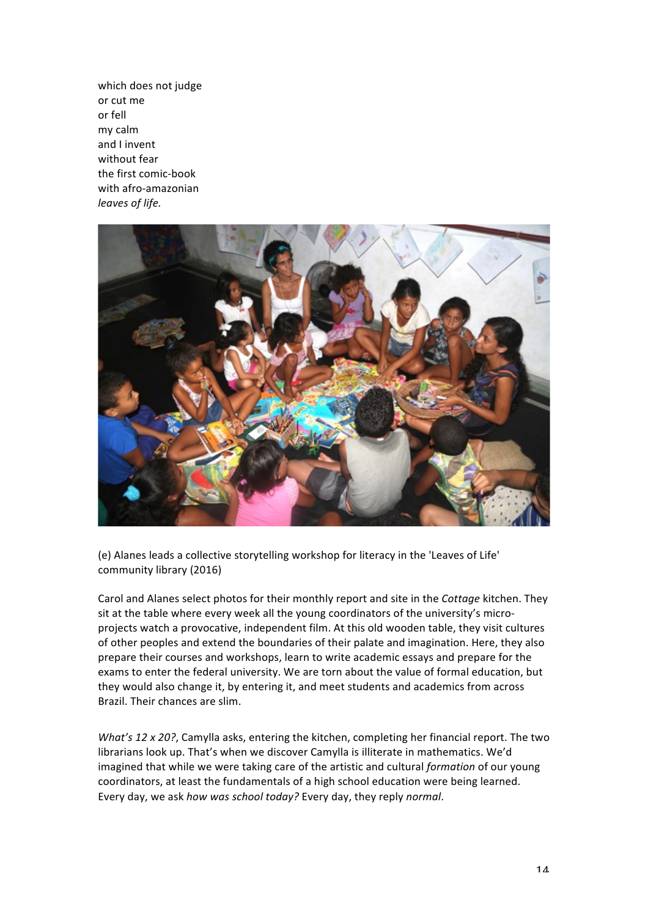which does not judge
or cut me
or fell
my calm
and I invent
without fear
the first comic-book
with afro-amazonian
*leaves of life.*

(e) Alanes leads a collective storytelling workshop for literacy in the 'Leaves of Life' community library (2016)

Carol and Alanes select photos for their monthly report and site in the *Cottage* kitchen. They sit at the table where every week all the young coordinators of the university's micro-projects watch a provocative, independent film. At this old wooden table, they visit cultures of other peoples and extend the boundaries of their palate and imagination. Here, they also prepare their courses and workshops, learn to write academic essays and prepare for the exams to enter the federal university. We are torn about the value of formal education, but they would also change it, by entering it, and meet students and academics from across Brazil. Their chances are slim.

*What's 12 x 20?*, Camylla asks, entering the kitchen, completing her financial report. The two librarians look up. That's when we discover Camylla is illiterate in mathematics. We'd imagined that while we were taking care of the artistic and cultural *formation* of our young coordinators, at least the fundamentals of a high school education were being learned. Every day, we ask *how was school today?* Every day, they reply *normal*.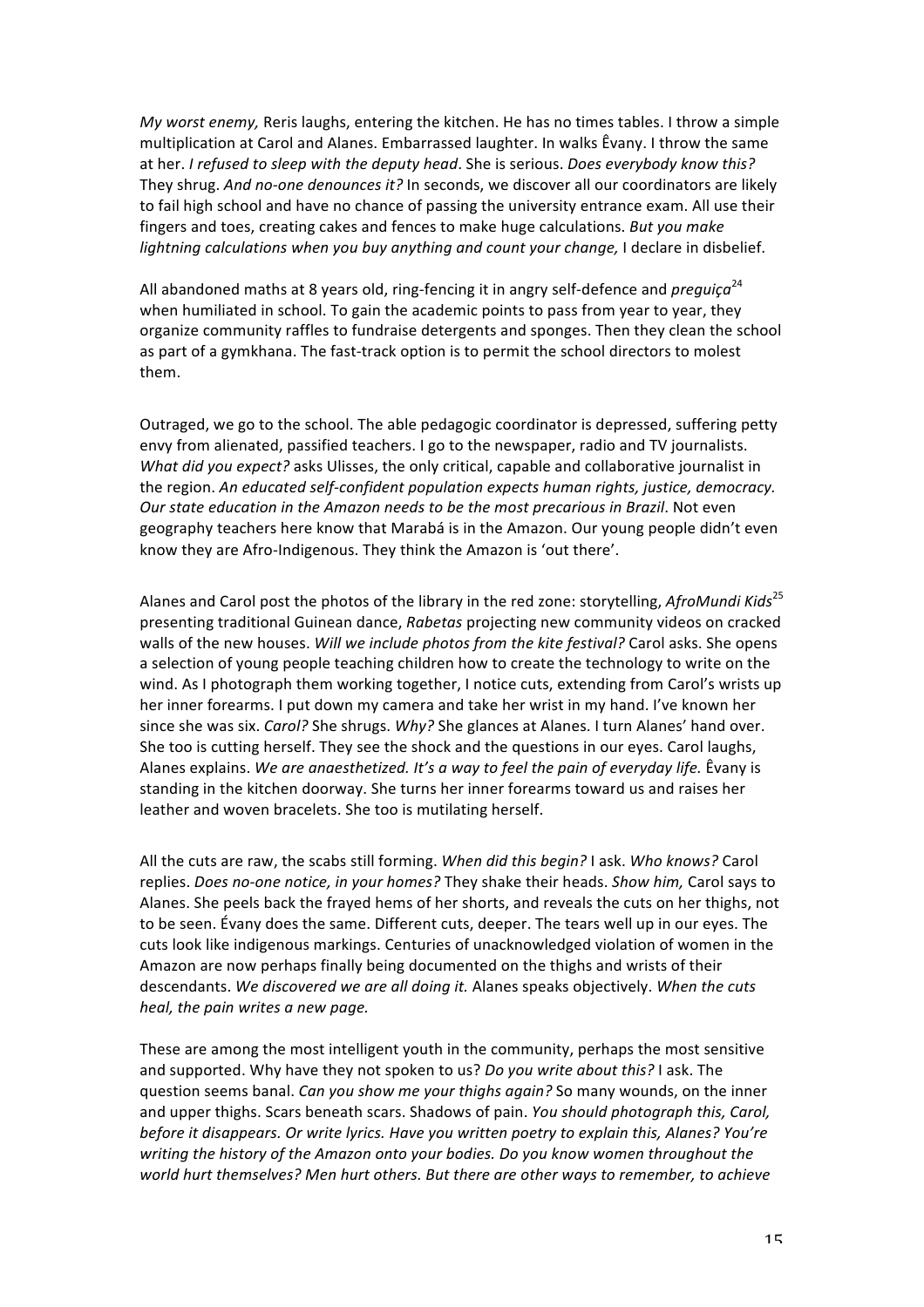*My worst enemy,* Reris laughs, entering the kitchen. He has no times tables. I throw a simple multiplication at Carol and Alanes. Embarrassed laughter. In walks Êvany. I throw the same at her. *I refused to sleep with the deputy head*. She is serious. *Does everybody know this?* They shrug. *And no-one denounces it?* In seconds, we discover all our coordinators are likely to fail high school and have no chance of passing the university entrance exam. All use their fingers and toes, creating cakes and fences to make huge calculations. *But you make lightning calculations when you buy anything and count your change,* I declare in disbelief.

All abandoned maths at 8 years old, ring-fencing it in angry self-defence and *preguiça*[24] when humiliated in school. To gain the academic points to pass from year to year, they organize community raffles to fundraise detergents and sponges. Then they clean the school as part of a gymkhana. The fast-track option is to permit the school directors to molest them.

Outraged, we go to the school. The able pedagogic coordinator is depressed, suffering petty envy from alienated, passified teachers. I go to the newspaper, radio and TV journalists. *What did you expect?* asks Ulisses, the only critical, capable and collaborative journalist in the region. *An educated self-confident population expects human rights, justice, democracy. Our state education in the Amazon needs to be the most precarious in Brazil*. Not even geography teachers here know that Marabá is in the Amazon. Our young people didn't even know they are Afro-Indigenous. They think the Amazon is 'out there'.

Alanes and Carol post the photos of the library in the red zone: storytelling, *AfroMundi Kids*[25] presenting traditional Guinean dance, *Rabetas* projecting new community videos on cracked walls of the new houses. *Will we include photos from the kite festival?* Carol asks. She opens a selection of young people teaching children how to create the technology to write on the wind. As I photograph them working together, I notice cuts, extending from Carol's wrists up her inner forearms. I put down my camera and take her wrist in my hand. I've known her since she was six. *Carol?* She shrugs. *Why?* She glances at Alanes. I turn Alanes' hand over. She too is cutting herself. They see the shock and the questions in our eyes. Carol laughs, Alanes explains. *We are anaesthetized. It's a way to feel the pain of everyday life.* Êvany is standing in the kitchen doorway. She turns her inner forearms toward us and raises her leather and woven bracelets. She too is mutilating herself.

All the cuts are raw, the scabs still forming. *When did this begin?* I ask. *Who knows?* Carol replies. *Does no-one notice, in your homes?* They shake their heads. *Show him,* Carol says to Alanes. She peels back the frayed hems of her shorts, and reveals the cuts on her thighs, not to be seen. Évany does the same. Different cuts, deeper. The tears well up in our eyes. The cuts look like indigenous markings. Centuries of unacknowledged violation of women in the Amazon are now perhaps finally being documented on the thighs and wrists of their descendants. *We discovered we are all doing it.* Alanes speaks objectively. *When the cuts heal, the pain writes a new page.*

These are among the most intelligent youth in the community, perhaps the most sensitive and supported. Why have they not spoken to us? *Do you write about this?* I ask. The question seems banal. *Can you show me your thighs again?* So many wounds, on the inner and upper thighs. Scars beneath scars. Shadows of pain. *You should photograph this, Carol, before it disappears. Or write lyrics. Have you written poetry to explain this, Alanes? You're writing the history of the Amazon onto your bodies. Do you know women throughout the world hurt themselves? Men hurt others. But there are other ways to remember, to achieve*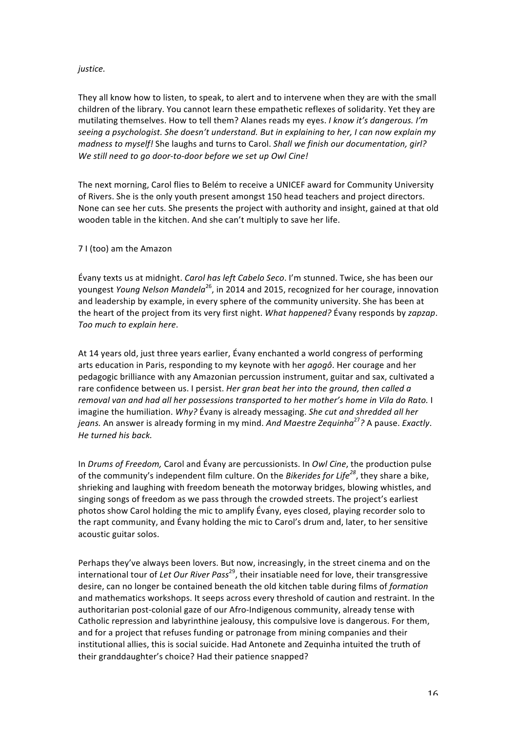*justice.*

They all know how to listen, to speak, to alert and to intervene when they are with the small children of the library. You cannot learn these empathetic reflexes of solidarity. Yet they are mutilating themselves. How to tell them? Alanes reads my eyes. *I know it's dangerous. I'm seeing a psychologist. She doesn't understand. But in explaining to her, I can now explain my madness to myself!* She laughs and turns to Carol. *Shall we finish our documentation, girl? We still need to go door-to-door before we set up Owl Cine!*

The next morning, Carol flies to Belém to receive a UNICEF award for Community University of Rivers. She is the only youth present amongst 150 head teachers and project directors. None can see her cuts. She presents the project with authority and insight, gained at that old wooden table in the kitchen. And she can't multiply to save her life.

## 7 I (too) am the Amazon

Évany texts us at midnight. *Carol has left Cabelo Seco*. I'm stunned. Twice, she has been our youngest *Young Nelson Mandela*[26], in 2014 and 2015, recognized for her courage, innovation and leadership by example, in every sphere of the community university. She has been at the heart of the project from its very first night. *What happened?* Évany responds by *zapzap*. *Too much to explain here*.

At 14 years old, just three years earlier, Évany enchanted a world congress of performing arts education in Paris, responding to my keynote with her *agogô*. Her courage and her pedagogic brilliance with any Amazonian percussion instrument, guitar and sax, cultivated a rare confidence between us. I persist. *Her gran beat her into the ground, then called a removal van and had all her possessions transported to her mother's home in Vila do Rato.* I imagine the humiliation. *Why?* Évany is already messaging. *She cut and shredded all her jeans.* An answer is already forming in my mind. *And Maestre Zequinha*[27]*?* A pause. *Exactly*. *He turned his back.*

In *Drums of Freedom,* Carol and Évany are percussionists. In *Owl Cine*, the production pulse of the community's independent film culture. On the *Bikerides for Life*[28], they share a bike, shrieking and laughing with freedom beneath the motorway bridges, blowing whistles, and singing songs of freedom as we pass through the crowded streets. The project's earliest photos show Carol holding the mic to amplify Évany, eyes closed, playing recorder solo to the rapt community, and Évany holding the mic to Carol's drum and, later, to her sensitive acoustic guitar solos.

Perhaps they've always been lovers. But now, increasingly, in the street cinema and on the international tour of *Let Our River Pass*[29], their insatiable need for love, their transgressive desire, can no longer be contained beneath the old kitchen table during films of *formation* and mathematics workshops. It seeps across every threshold of caution and restraint. In the authoritarian post-colonial gaze of our Afro-Indigenous community, already tense with Catholic repression and labyrinthine jealousy, this compulsive love is dangerous. For them, and for a project that refuses funding or patronage from mining companies and their institutional allies, this is social suicide. Had Antonete and Zequinha intuited the truth of their granddaughter's choice? Had their patience snapped?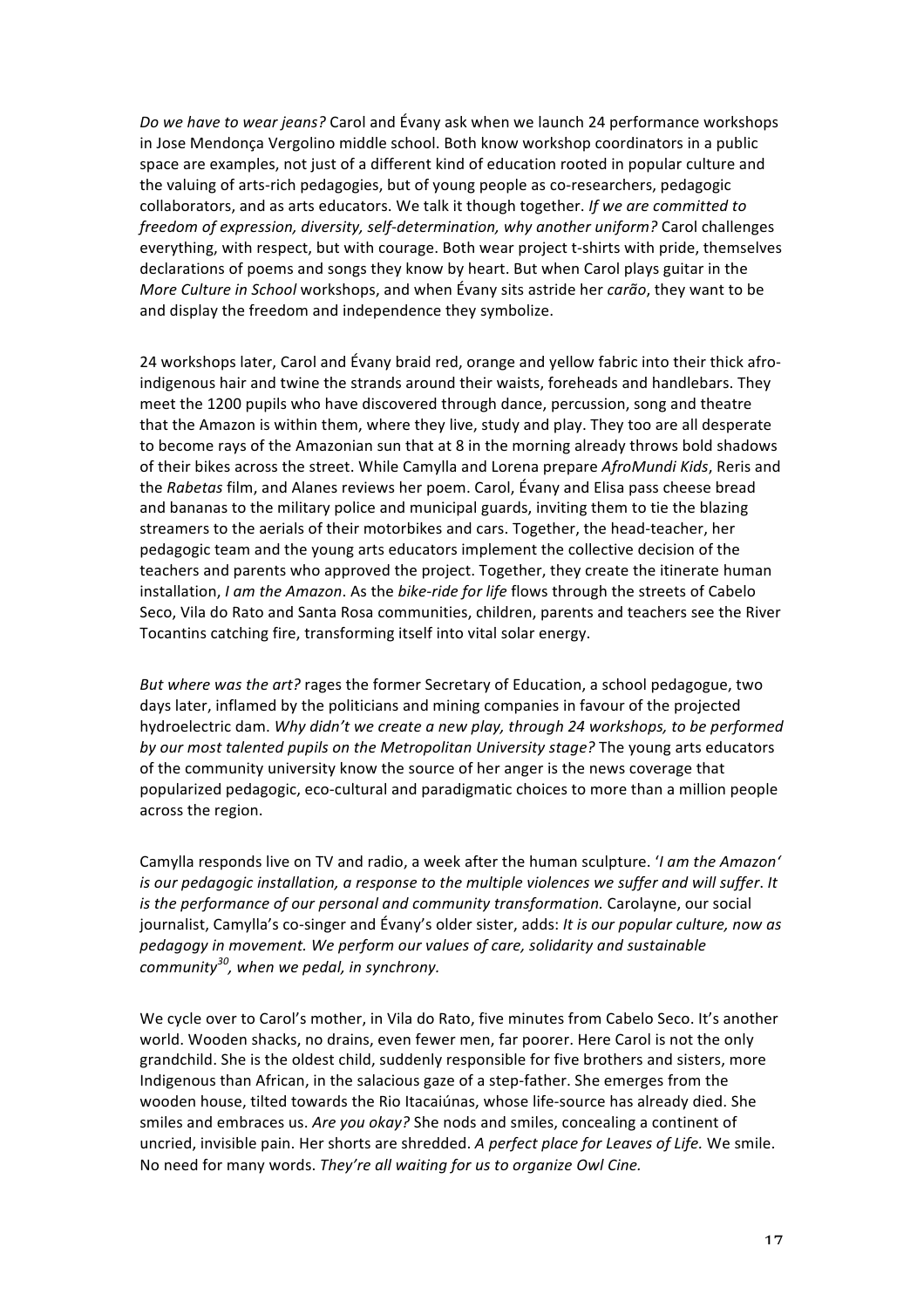*Do we have to wear jeans?* Carol and Évany ask when we launch 24 performance workshops in Jose Mendonça Vergolino middle school. Both know workshop coordinators in a public space are examples, not just of a different kind of education rooted in popular culture and the valuing of arts-rich pedagogies, but of young people as co-researchers, pedagogic collaborators, and as arts educators. We talk it though together. *If we are committed to freedom of expression, diversity, self-determination, why another uniform?* Carol challenges everything, with respect, but with courage. Both wear project t-shirts with pride, themselves declarations of poems and songs they know by heart. But when Carol plays guitar in the *More Culture in School* workshops, and when Évany sits astride her *carão*, they want to be and display the freedom and independence they symbolize.

24 workshops later, Carol and Évany braid red, orange and yellow fabric into their thick afro-indigenous hair and twine the strands around their waists, foreheads and handlebars. They meet the 1200 pupils who have discovered through dance, percussion, song and theatre that the Amazon is within them, where they live, study and play. They too are all desperate to become rays of the Amazonian sun that at 8 in the morning already throws bold shadows of their bikes across the street. While Camylla and Lorena prepare *AfroMundi Kids*, Reris and the *Rabetas* film, and Alanes reviews her poem. Carol, Évany and Elisa pass cheese bread and bananas to the military police and municipal guards, inviting them to tie the blazing streamers to the aerials of their motorbikes and cars. Together, the head-teacher, her pedagogic team and the young arts educators implement the collective decision of the teachers and parents who approved the project. Together, they create the itinerate human installation, *I am the Amazon*. As the *bike-ride for life* flows through the streets of Cabelo Seco, Vila do Rato and Santa Rosa communities, children, parents and teachers see the River Tocantins catching fire, transforming itself into vital solar energy.

*But where was the art?* rages the former Secretary of Education, a school pedagogue, two days later, inflamed by the politicians and mining companies in favour of the projected hydroelectric dam. *Why didn't we create a new play, through 24 workshops, to be performed by our most talented pupils on the Metropolitan University stage?* The young arts educators of the community university know the source of her anger is the news coverage that popularized pedagogic, eco-cultural and paradigmatic choices to more than a million people across the region.

Camylla responds live on TV and radio, a week after the human sculpture. '*I am the Amazon' is our pedagogic installation, a response to the multiple violences we suffer and will suffer. It is the performance of our personal and community transformation.* Carolayne, our social journalist, Camylla's co-singer and Évany's older sister, adds: *It is our popular culture, now as pedagogy in movement. We perform our values of care, solidarity and sustainable community*[30]*, when we pedal, in synchrony.*

We cycle over to Carol's mother, in Vila do Rato, five minutes from Cabelo Seco. It's another world. Wooden shacks, no drains, even fewer men, far poorer. Here Carol is not the only grandchild. She is the oldest child, suddenly responsible for five brothers and sisters, more Indigenous than African, in the salacious gaze of a step-father. She emerges from the wooden house, tilted towards the Rio Itacaiúnas, whose life-source has already died. She smiles and embraces us. *Are you okay?* She nods and smiles, concealing a continent of uncried, invisible pain. Her shorts are shredded. *A perfect place for Leaves of Life.* We smile. No need for many words. *They're all waiting for us to organize Owl Cine.*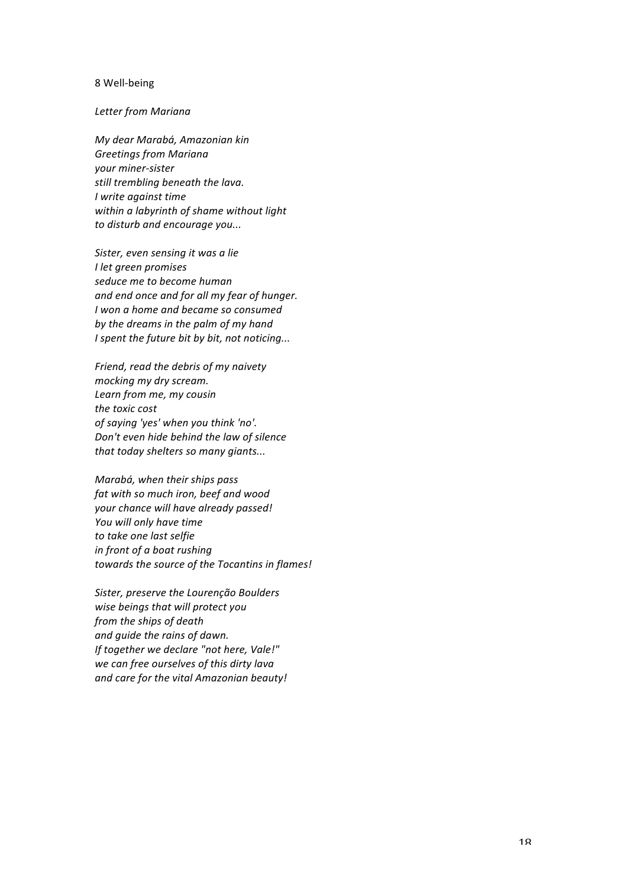8 Well-being

*Letter from Mariana*

*My dear Marabá, Amazonian kin*
*Greetings from Mariana*
*your miner-sister*
*still trembling beneath the lava.*
*I write against time*
*within a labyrinth of shame without light*
*to disturb and encourage you...*

*Sister, even sensing it was a lie*
*I let green promises*
*seduce me to become human*
*and end once and for all my fear of hunger.*
*I won a home and became so consumed*
*by the dreams in the palm of my hand*
*I spent the future bit by bit, not noticing...*

*Friend, read the debris of my naivety*
*mocking my dry scream.*
*Learn from me, my cousin*
*the toxic cost*
*of saying 'yes' when you think 'no'.*
*Don't even hide behind the law of silence*
*that today shelters so many giants...*

*Marabá, when their ships pass*
*fat with so much iron, beef and wood*
*your chance will have already passed!*
*You will only have time*
*to take one last selfie*
*in front of a boat rushing*
*towards the source of the Tocantins in flames!*

*Sister, preserve the Lourenção Boulders*
*wise beings that will protect you*
*from the ships of death*
*and guide the rains of dawn.*
*If together we declare "not here, Vale!"*
*we can free ourselves of this dirty lava*
*and care for the vital Amazonian beauty!*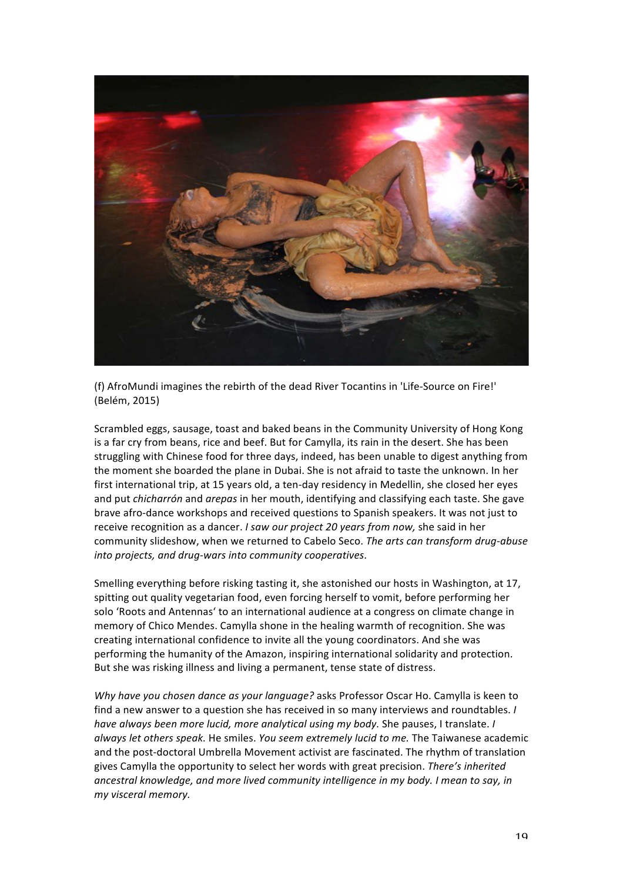(f) AfroMundi imagines the rebirth of the dead River Tocantins in 'Life-Source on Fire!' (Belém, 2015)

Scrambled eggs, sausage, toast and baked beans in the Community University of Hong Kong is a far cry from beans, rice and beef. But for Camylla, its rain in the desert. She has been struggling with Chinese food for three days, indeed, has been unable to digest anything from the moment she boarded the plane in Dubai. She is not afraid to taste the unknown. In her first international trip, at 15 years old, a ten-day residency in Medellin, she closed her eyes and put *chicharrón* and *arepas* in her mouth, identifying and classifying each taste. She gave brave afro-dance workshops and received questions to Spanish speakers. It was not just to receive recognition as a dancer. *I saw our project 20 years from now,* she said in her community slideshow, when we returned to Cabelo Seco. *The arts can transform drug-abuse into projects, and drug-wars into community cooperatives*.

Smelling everything before risking tasting it, she astonished our hosts in Washington, at 17, spitting out quality vegetarian food, even forcing herself to vomit, before performing her solo 'Roots and Antennas' to an international audience at a congress on climate change in memory of Chico Mendes. Camylla shone in the healing warmth of recognition. She was creating international confidence to invite all the young coordinators. And she was performing the humanity of the Amazon, inspiring international solidarity and protection. But she was risking illness and living a permanent, tense state of distress.

*Why have you chosen dance as your language?* asks Professor Oscar Ho. Camylla is keen to find a new answer to a question she has received in so many interviews and roundtables. *I have always been more lucid, more analytical using my body.* She pauses, I translate. *I always let others speak.* He smiles. *You seem extremely lucid to me.* The Taiwanese academic and the post-doctoral Umbrella Movement activist are fascinated. The rhythm of translation gives Camylla the opportunity to select her words with great precision. *There's inherited ancestral knowledge, and more lived community intelligence in my body. I mean to say, in my visceral memory.*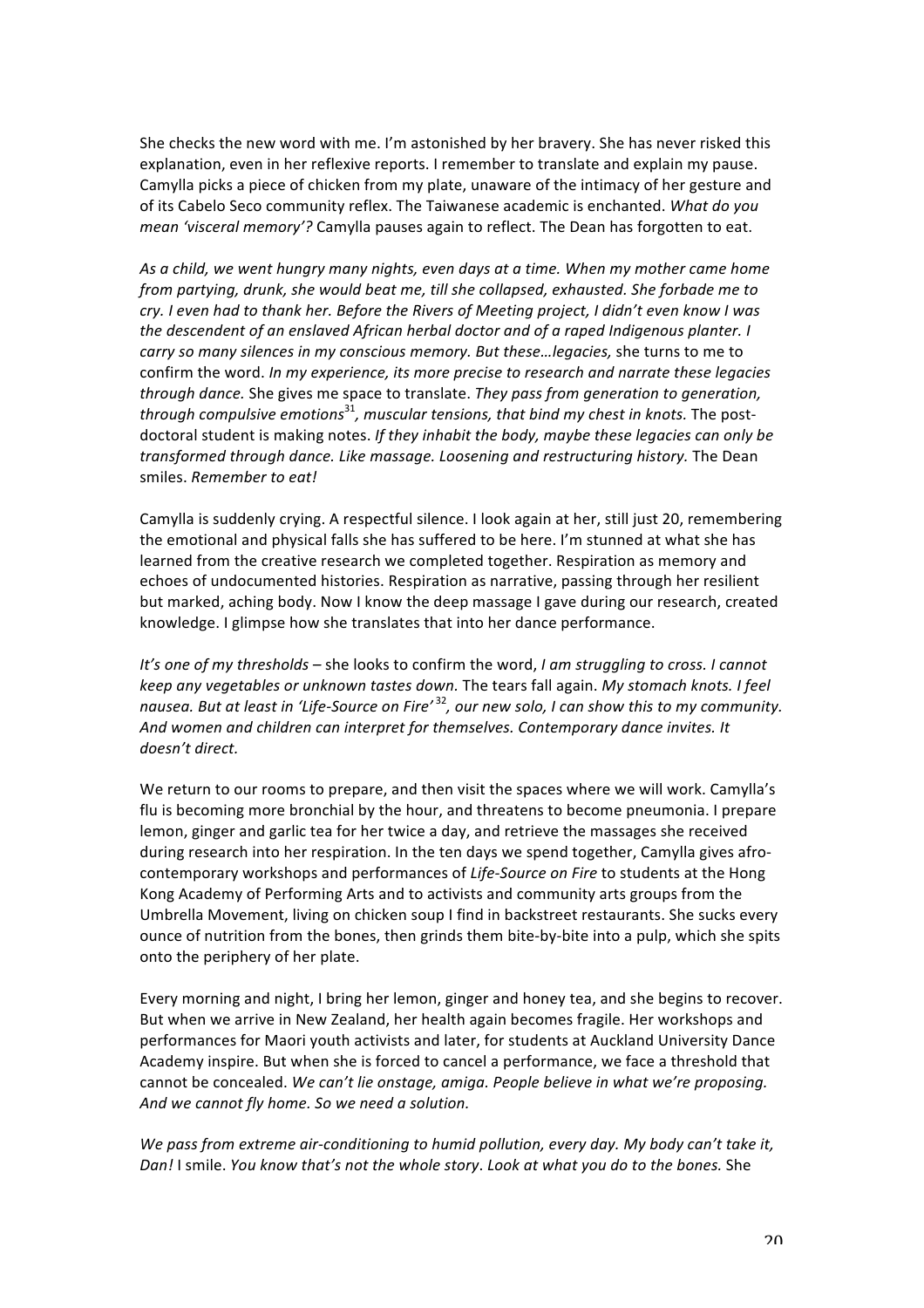She checks the new word with me. I'm astonished by her bravery. She has never risked this explanation, even in her reflexive reports. I remember to translate and explain my pause. Camylla picks a piece of chicken from my plate, unaware of the intimacy of her gesture and of its Cabelo Seco community reflex. The Taiwanese academic is enchanted. *What do you mean 'visceral memory'?* Camylla pauses again to reflect. The Dean has forgotten to eat.

*As a child, we went hungry many nights, even days at a time. When my mother came home from partying, drunk, she would beat me, till she collapsed, exhausted. She forbade me to cry. I even had to thank her. Before the Rivers of Meeting project, I didn't even know I was the descendent of an enslaved African herbal doctor and of a raped Indigenous planter. I carry so many silences in my conscious memory. But these…legacies,* she turns to me to confirm the word. *In my experience, its more precise to research and narrate these legacies through dance.* She gives me space to translate. *They pass from generation to generation, through compulsive emotions*[31]*, muscular tensions, that bind my chest in knots.* The post-doctoral student is making notes. *If they inhabit the body, maybe these legacies can only be transformed through dance. Like massage. Loosening and restructuring history.* The Dean smiles. *Remember to eat!*

Camylla is suddenly crying. A respectful silence. I look again at her, still just 20, remembering the emotional and physical falls she has suffered to be here. I'm stunned at what she has learned from the creative research we completed together. Respiration as memory and echoes of undocumented histories. Respiration as narrative, passing through her resilient but marked, aching body. Now I know the deep massage I gave during our research, created knowledge. I glimpse how she translates that into her dance performance.

*It's one of my thresholds* – she looks to confirm the word, *I am struggling to cross. I cannot keep any vegetables or unknown tastes down.* The tears fall again. *My stomach knots. I feel nausea. But at least in 'Life-Source on Fire'*[32]*, our new solo, I can show this to my community. And women and children can interpret for themselves. Contemporary dance invites. It doesn't direct.*

We return to our rooms to prepare, and then visit the spaces where we will work. Camylla's flu is becoming more bronchial by the hour, and threatens to become pneumonia. I prepare lemon, ginger and garlic tea for her twice a day, and retrieve the massages she received during research into her respiration. In the ten days we spend together, Camylla gives afro-contemporary workshops and performances of *Life-Source on Fire* to students at the Hong Kong Academy of Performing Arts and to activists and community arts groups from the Umbrella Movement, living on chicken soup I find in backstreet restaurants. She sucks every ounce of nutrition from the bones, then grinds them bite-by-bite into a pulp, which she spits onto the periphery of her plate.

Every morning and night, I bring her lemon, ginger and honey tea, and she begins to recover. But when we arrive in New Zealand, her health again becomes fragile. Her workshops and performances for Maori youth activists and later, for students at Auckland University Dance Academy inspire. But when she is forced to cancel a performance, we face a threshold that cannot be concealed. *We can't lie onstage, amiga. People believe in what we're proposing. And we cannot fly home. So we need a solution.*

*We pass from extreme air-conditioning to humid pollution, every day. My body can't take it, Dan!* I smile. *You know that's not the whole story. Look at what you do to the bones.* She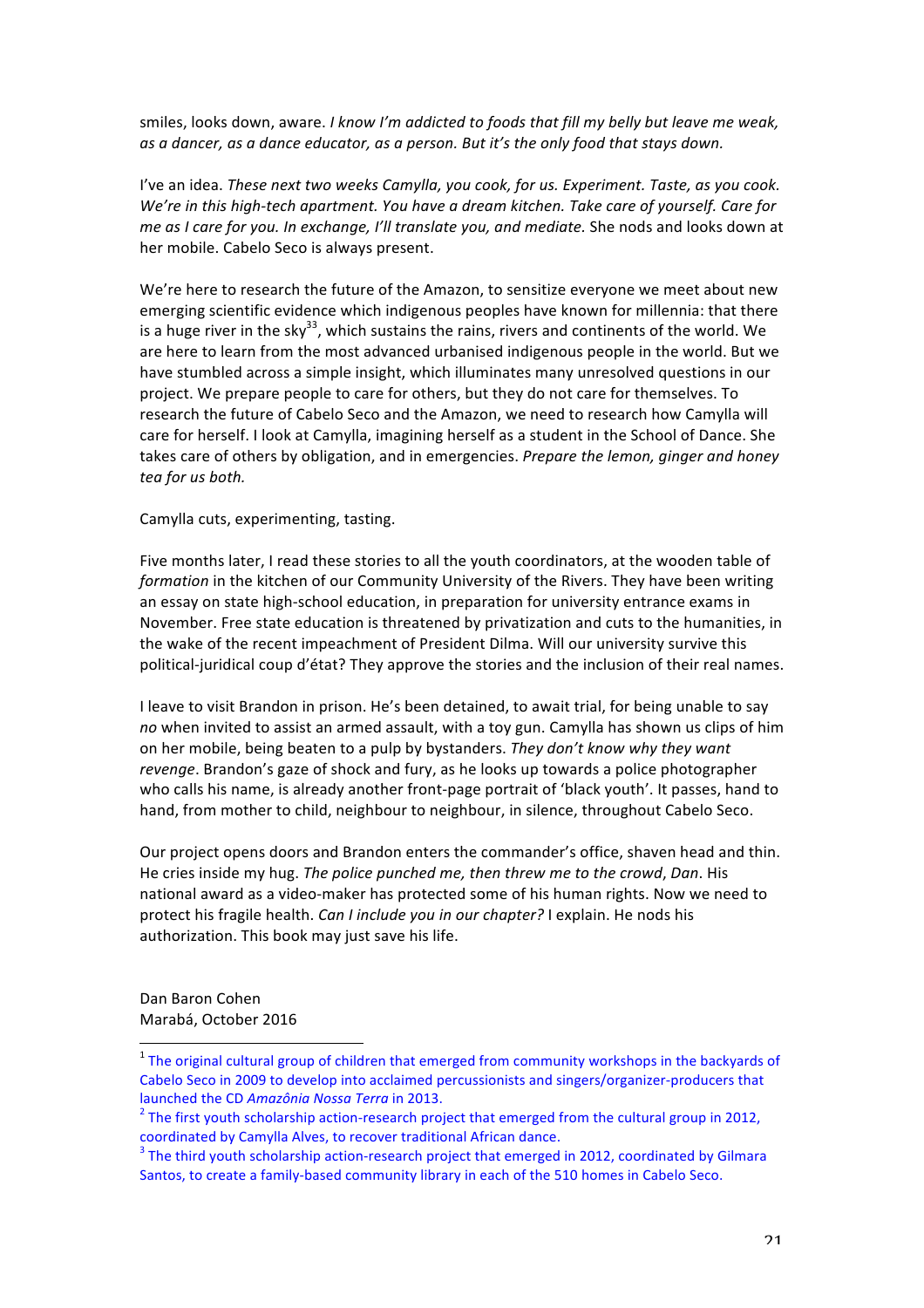smiles, looks down, aware. *I know I'm addicted to foods that fill my belly but leave me weak, as a dancer, as a dance educator, as a person. But it's the only food that stays down.*

I've an idea. *These next two weeks Camylla, you cook, for us. Experiment. Taste, as you cook. We're in this high-tech apartment. You have a dream kitchen. Take care of yourself. Care for me as I care for you. In exchange, I'll translate you, and mediate.* She nods and looks down at her mobile. Cabelo Seco is always present.

We're here to research the future of the Amazon, to sensitize everyone we meet about new emerging scientific evidence which indigenous peoples have known for millennia: that there is a huge river in the sky[33], which sustains the rains, rivers and continents of the world. We are here to learn from the most advanced urbanised indigenous people in the world. But we have stumbled across a simple insight, which illuminates many unresolved questions in our project. We prepare people to care for others, but they do not care for themselves. To research the future of Cabelo Seco and the Amazon, we need to research how Camylla will care for herself. I look at Camylla, imagining herself as a student in the School of Dance. She takes care of others by obligation, and in emergencies. *Prepare the lemon, ginger and honey tea for us both.*

Camylla cuts, experimenting, tasting.

Five months later, I read these stories to all the youth coordinators, at the wooden table of *formation* in the kitchen of our Community University of the Rivers. They have been writing an essay on state high-school education, in preparation for university entrance exams in November. Free state education is threatened by privatization and cuts to the humanities, in the wake of the recent impeachment of President Dilma. Will our university survive this political-juridical coup d'état? They approve the stories and the inclusion of their real names.

I leave to visit Brandon in prison. He's been detained, to await trial, for being unable to say *no* when invited to assist an armed assault, with a toy gun. Camylla has shown us clips of him on her mobile, being beaten to a pulp by bystanders. *They don't know why they want revenge*. Brandon's gaze of shock and fury, as he looks up towards a police photographer who calls his name, is already another front-page portrait of 'black youth'. It passes, hand to hand, from mother to child, neighbour to neighbour, in silence, throughout Cabelo Seco.

Our project opens doors and Brandon enters the commander's office, shaven head and thin. He cries inside my hug. *The police punched me, then threw me to the crowd*, *Dan*. His national award as a video-maker has protected some of his human rights. Now we need to protect his fragile health. *Can I include you in our chapter?* I explain. He nods his authorization. This book may just save his life.

Dan Baron Cohen
Marabá, October 2016

---

[1] The original cultural group of children that emerged from community workshops in the backyards of Cabelo Seco in 2009 to develop into acclaimed percussionists and singers/organizer-producers that launched the CD *Amazônia Nossa Terra* in 2013.

[2] The first youth scholarship action-research project that emerged from the cultural group in 2012, coordinated by Camylla Alves, to recover traditional African dance.

[3] The third youth scholarship action-research project that emerged in 2012, coordinated by Gilmara Santos, to create a family-based community library in each of the 510 homes in Cabelo Seco.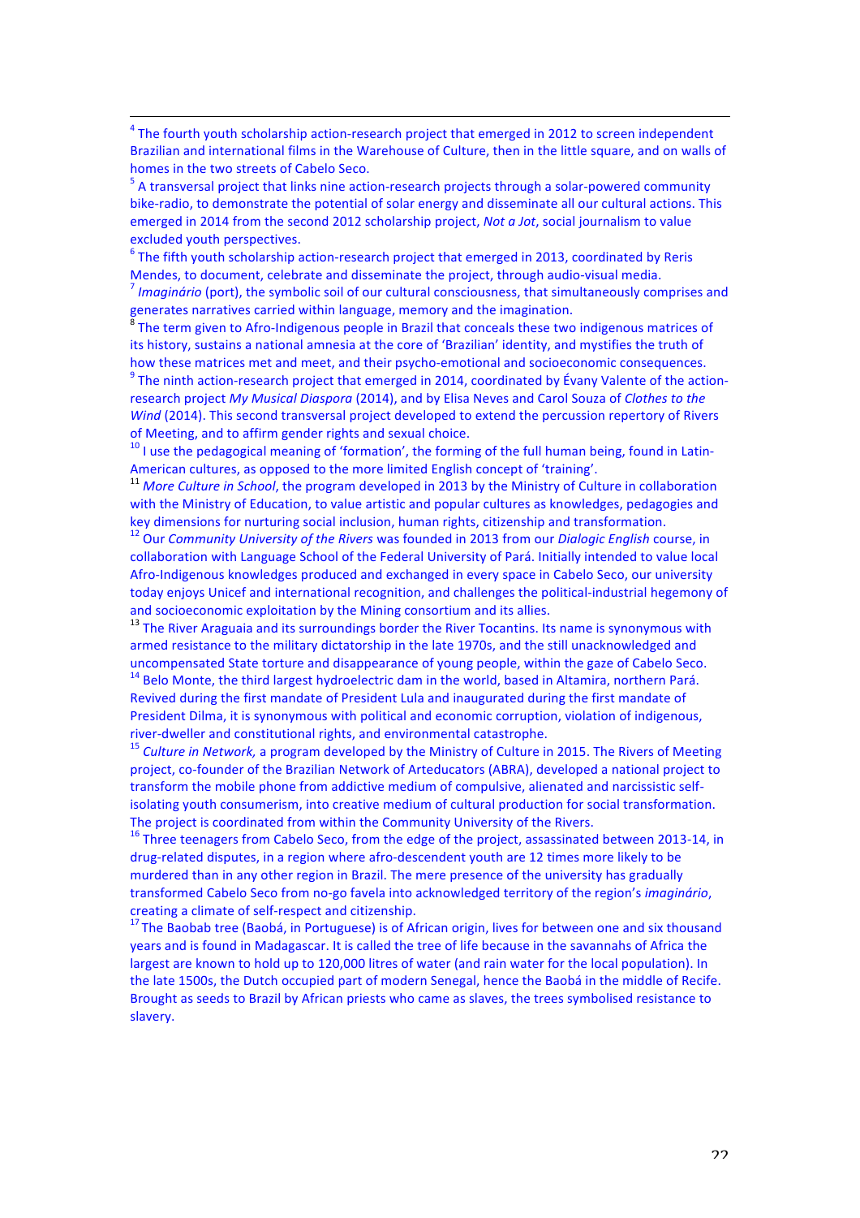[4] The fourth youth scholarship action-research project that emerged in 2012 to screen independent Brazilian and international films in the Warehouse of Culture, then in the little square, and on walls of homes in the two streets of Cabelo Seco.

[5] A transversal project that links nine action-research projects through a solar-powered community bike-radio, to demonstrate the potential of solar energy and disseminate all our cultural actions. This emerged in 2014 from the second 2012 scholarship project, *Not a Jot*, social journalism to value excluded youth perspectives.

[6] The fifth youth scholarship action-research project that emerged in 2013, coordinated by Reris Mendes, to document, celebrate and disseminate the project, through audio-visual media.

[7] *Imaginário* (port), the symbolic soil of our cultural consciousness, that simultaneously comprises and generates narratives carried within language, memory and the imagination.

[8] The term given to Afro-Indigenous people in Brazil that conceals these two indigenous matrices of its history, sustains a national amnesia at the core of 'Brazilian' identity, and mystifies the truth of how these matrices met and meet, and their psycho-emotional and socioeconomic consequences.

[9] The ninth action-research project that emerged in 2014, coordinated by Évany Valente of the action-research project *My Musical Diaspora* (2014), and by Elisa Neves and Carol Souza of *Clothes to the Wind* (2014). This second transversal project developed to extend the percussion repertory of Rivers of Meeting, and to affirm gender rights and sexual choice.

[10] I use the pedagogical meaning of 'formation', the forming of the full human being, found in Latin-American cultures, as opposed to the more limited English concept of 'training'.

[11] *More Culture in School*, the program developed in 2013 by the Ministry of Culture in collaboration with the Ministry of Education, to value artistic and popular cultures as knowledges, pedagogies and key dimensions for nurturing social inclusion, human rights, citizenship and transformation.

[12] Our *Community University of the Rivers* was founded in 2013 from our *Dialogic English* course, in collaboration with Language School of the Federal University of Pará. Initially intended to value local Afro-Indigenous knowledges produced and exchanged in every space in Cabelo Seco, our university today enjoys Unicef and international recognition, and challenges the political-industrial hegemony of and socioeconomic exploitation by the Mining consortium and its allies.

[13] The River Araguaia and its surroundings border the River Tocantins. Its name is synonymous with armed resistance to the military dictatorship in the late 1970s, and the still unacknowledged and uncompensated State torture and disappearance of young people, within the gaze of Cabelo Seco.

[14] Belo Monte, the third largest hydroelectric dam in the world, based in Altamira, northern Pará. Revived during the first mandate of President Lula and inaugurated during the first mandate of President Dilma, it is synonymous with political and economic corruption, violation of indigenous, river-dweller and constitutional rights, and environmental catastrophe.

[15] *Culture in Network,* a program developed by the Ministry of Culture in 2015. The Rivers of Meeting project, co-founder of the Brazilian Network of Arteducators (ABRA), developed a national project to transform the mobile phone from addictive medium of compulsive, alienated and narcissistic self-isolating youth consumerism, into creative medium of cultural production for social transformation. The project is coordinated from within the Community University of the Rivers.

[16] Three teenagers from Cabelo Seco, from the edge of the project, assassinated between 2013-14, in drug-related disputes, in a region where afro-descendent youth are 12 times more likely to be murdered than in any other region in Brazil. The mere presence of the university has gradually transformed Cabelo Seco from no-go favela into acknowledged territory of the region's *imaginário*, creating a climate of self-respect and citizenship.

[17] The Baobab tree (Baobá, in Portuguese) is of African origin, lives for between one and six thousand years and is found in Madagascar. It is called the tree of life because in the savannahs of Africa the largest are known to hold up to 120,000 litres of water (and rain water for the local population). In the late 1500s, the Dutch occupied part of modern Senegal, hence the Baobá in the middle of Recife. Brought as seeds to Brazil by African priests who came as slaves, the trees symbolised resistance to slavery.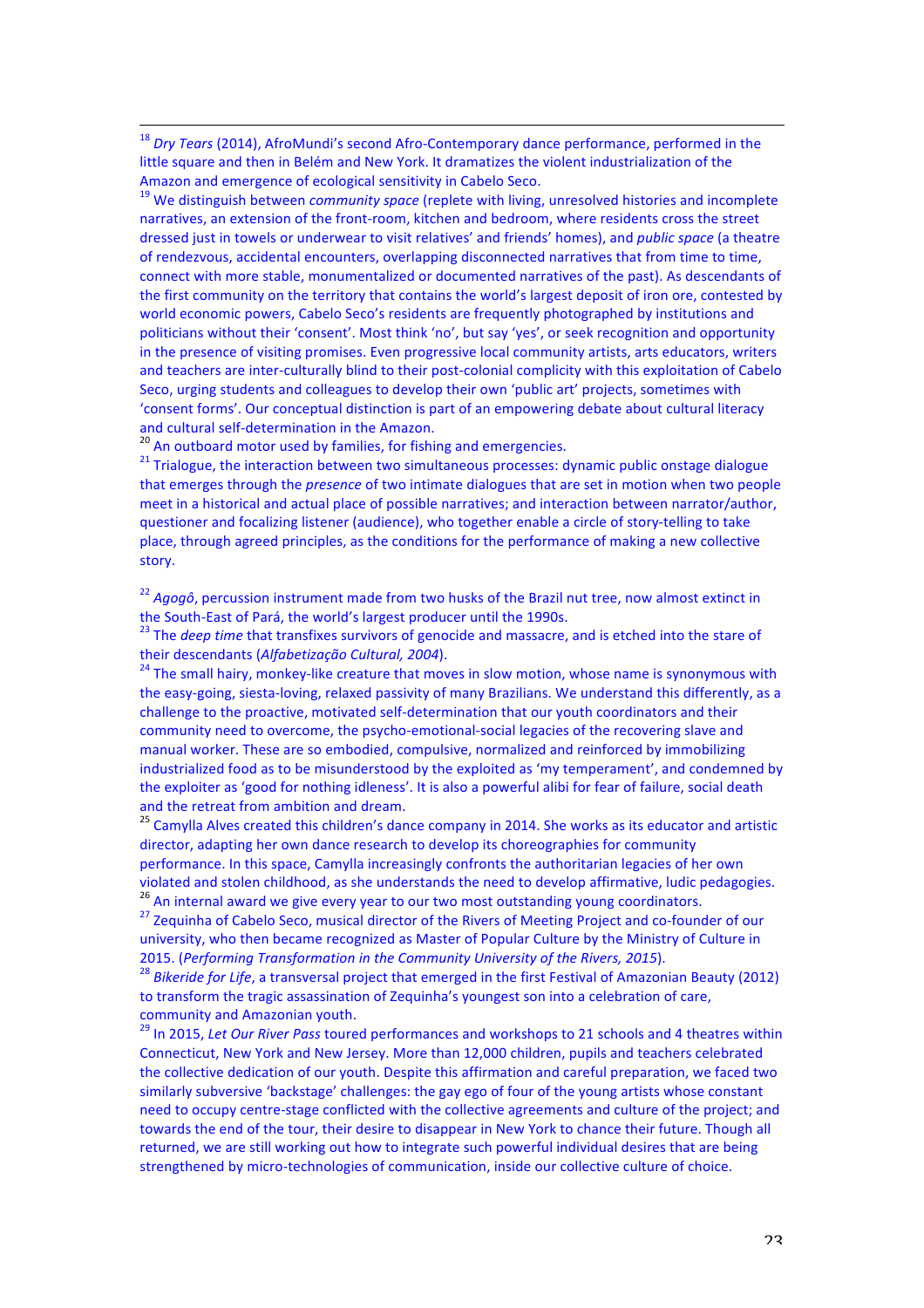[18] *Dry Tears* (2014), AfroMundi's second Afro-Contemporary dance performance, performed in the little square and then in Belém and New York. It dramatizes the violent industrialization of the Amazon and emergence of ecological sensitivity in Cabelo Seco.

[19] We distinguish between *community space* (replete with living, unresolved histories and incomplete narratives, an extension of the front-room, kitchen and bedroom, where residents cross the street dressed just in towels or underwear to visit relatives' and friends' homes), and *public space* (a theatre of rendezvous, accidental encounters, overlapping disconnected narratives that from time to time, connect with more stable, monumentalized or documented narratives of the past). As descendants of the first community on the territory that contains the world's largest deposit of iron ore, contested by world economic powers, Cabelo Seco's residents are frequently photographed by institutions and politicians without their 'consent'. Most think 'no', but say 'yes', or seek recognition and opportunity in the presence of visiting promises. Even progressive local community artists, arts educators, writers and teachers are inter-culturally blind to their post-colonial complicity with this exploitation of Cabelo Seco, urging students and colleagues to develop their own 'public art' projects, sometimes with 'consent forms'. Our conceptual distinction is part of an empowering debate about cultural literacy and cultural self-determination in the Amazon.

[20] An outboard motor used by families, for fishing and emergencies.

[21] Trialogue, the interaction between two simultaneous processes: dynamic public onstage dialogue that emerges through the *presence* of two intimate dialogues that are set in motion when two people meet in a historical and actual place of possible narratives; and interaction between narrator/author, questioner and focalizing listener (audience), who together enable a circle of story-telling to take place, through agreed principles, as the conditions for the performance of making a new collective story.

[22] *Agogô*, percussion instrument made from two husks of the Brazil nut tree, now almost extinct in the South-East of Pará, the world's largest producer until the 1990s.

[23] The *deep time* that transfixes survivors of genocide and massacre, and is etched into the stare of their descendants (*Alfabetização Cultural, 2004*).

[24] The small hairy, monkey-like creature that moves in slow motion, whose name is synonymous with the easy-going, siesta-loving, relaxed passivity of many Brazilians. We understand this differently, as a challenge to the proactive, motivated self-determination that our youth coordinators and their community need to overcome, the psycho-emotional-social legacies of the recovering slave and manual worker. These are so embodied, compulsive, normalized and reinforced by immobilizing industrialized food as to be misunderstood by the exploited as 'my temperament', and condemned by the exploiter as 'good for nothing idleness'. It is also a powerful alibi for fear of failure, social death and the retreat from ambition and dream.

[25] Camylla Alves created this children's dance company in 2014. She works as its educator and artistic director, adapting her own dance research to develop its choreographies for community performance. In this space, Camylla increasingly confronts the authoritarian legacies of her own violated and stolen childhood, as she understands the need to develop affirmative, ludic pedagogies.

[26] An internal award we give every year to our two most outstanding young coordinators.

[27] Zequinha of Cabelo Seco, musical director of the Rivers of Meeting Project and co-founder of our university, who then became recognized as Master of Popular Culture by the Ministry of Culture in 2015. (*Performing Transformation in the Community University of the Rivers, 2015*).

[28] *Bikeride for Life*, a transversal project that emerged in the first Festival of Amazonian Beauty (2012) to transform the tragic assassination of Zequinha's youngest son into a celebration of care, community and Amazonian youth.

[29] In 2015, *Let Our River Pass* toured performances and workshops to 21 schools and 4 theatres within Connecticut, New York and New Jersey. More than 12,000 children, pupils and teachers celebrated the collective dedication of our youth. Despite this affirmation and careful preparation, we faced two similarly subversive 'backstage' challenges: the gay ego of four of the young artists whose constant need to occupy centre-stage conflicted with the collective agreements and culture of the project; and towards the end of the tour, their desire to disappear in New York to chance their future. Though all returned, we are still working out how to integrate such powerful individual desires that are being strengthened by micro-technologies of communication, inside our collective culture of choice.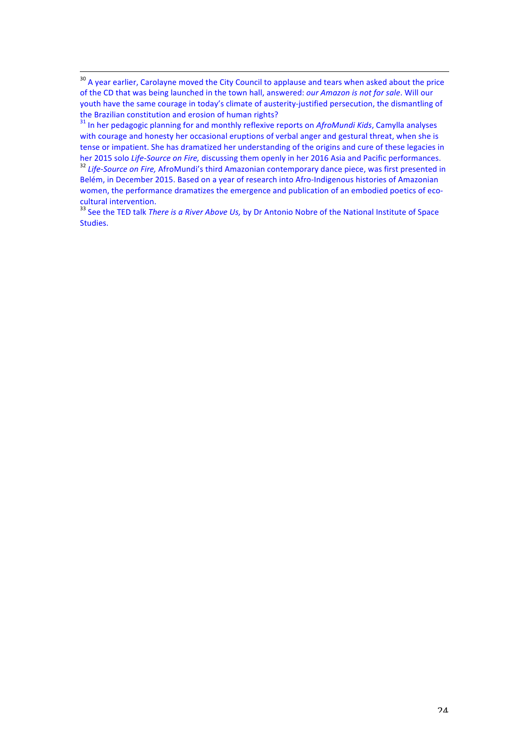[30] A year earlier, Carolayne moved the City Council to applause and tears when asked about the price of the CD that was being launched in the town hall, answered: *our Amazon is not for sale*. Will our youth have the same courage in today's climate of austerity-justified persecution, the dismantling of the Brazilian constitution and erosion of human rights?

[31] In her pedagogic planning for and monthly reflexive reports on *AfroMundi Kids*, Camylla analyses with courage and honesty her occasional eruptions of verbal anger and gestural threat, when she is tense or impatient. She has dramatized her understanding of the origins and cure of these legacies in her 2015 solo *Life-Source on Fire,* discussing them openly in her 2016 Asia and Pacific performances.

[32] *Life-Source on Fire,* AfroMundi's third Amazonian contemporary dance piece, was first presented in Belém, in December 2015. Based on a year of research into Afro-Indigenous histories of Amazonian women, the performance dramatizes the emergence and publication of an embodied poetics of eco-cultural intervention.

[33] See the TED talk *There is a River Above Us,* by Dr Antonio Nobre of the National Institute of Space Studies.